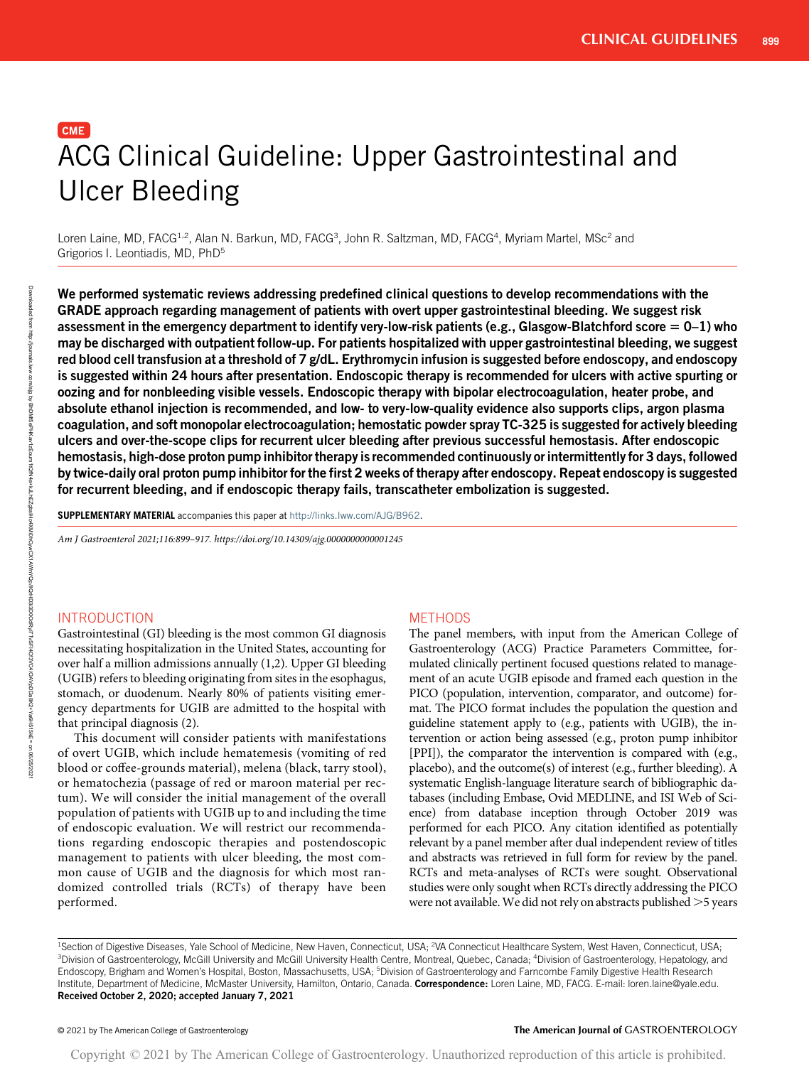CME

# ACG Clinical Guideline: Upper Gastrointestinal and Ulcer Bleeding

Loren Laine, MD, FACG[1,2], Alan N. Barkun, MD, FACG[3], John R. Saltzman, MD, FACG[4], Myriam Martel, MSc[2] and Grigorios I. Leontiadis, MD, PhD[5]

**We performed systematic reviews addressing predefined clinical questions to develop recommendations with the GRADE approach regarding management of patients with overt upper gastrointestinal bleeding. We suggest risk assessment in the emergency department to identify very-low-risk patients (e.g., Glasgow-Blatchford score = 0–1) who may be discharged with outpatient follow-up. For patients hospitalized with upper gastrointestinal bleeding, we suggest red blood cell transfusion at a threshold of 7 g/dL. Erythromycin infusion is suggested before endoscopy, and endoscopy is suggested within 24 hours after presentation. Endoscopic therapy is recommended for ulcers with active spurting or oozing and for nonbleeding visible vessels. Endoscopic therapy with bipolar electrocoagulation, heater probe, and absolute ethanol injection is recommended, and low- to very-low-quality evidence also supports clips, argon plasma coagulation, and soft monopolar electrocoagulation; hemostatic powder spray TC-325 is suggested for actively bleeding ulcers and over-the-scope clips for recurrent ulcer bleeding after previous successful hemostasis. After endoscopic hemostasis, high-dose proton pump inhibitor therapy is recommended continuously or intermittently for 3 days, followed by twice-daily oral proton pump inhibitor for the first 2 weeks of therapy after endoscopy. Repeat endoscopy is suggested for recurrent bleeding, and if endoscopic therapy fails, transcatheter embolization is suggested.**

**SUPPLEMENTARY MATERIAL** accompanies this paper at http://links.lww.com/AJG/B962.

*Am J Gastroenterol 2021;116:899–917. https://doi.org/10.14309/ajg.0000000000001245*

## INTRODUCTION

Gastrointestinal (GI) bleeding is the most common GI diagnosis necessitating hospitalization in the United States, accounting for over half a million admissions annually (1,2). Upper GI bleeding (UGIB) refers to bleeding originating from sites in the esophagus, stomach, or duodenum. Nearly 80% of patients visiting emergency departments for UGIB are admitted to the hospital with that principal diagnosis (2).

This document will consider patients with manifestations of overt UGIB, which include hematemesis (vomiting of red blood or coffee-grounds material), melena (black, tarry stool), or hematochezia (passage of red or maroon material per rectum). We will consider the initial management of the overall population of patients with UGIB up to and including the time of endoscopic evaluation. We will restrict our recommendations regarding endoscopic therapies and postendoscopic management to patients with ulcer bleeding, the most common cause of UGIB and the diagnosis for which most randomized controlled trials (RCTs) of therapy have been performed.

## METHODS

The panel members, with input from the American College of Gastroenterology (ACG) Practice Parameters Committee, formulated clinically pertinent focused questions related to management of an acute UGIB episode and framed each question in the PICO (population, intervention, comparator, and outcome) format. The PICO format includes the population the question and guideline statement apply to (e.g., patients with UGIB), the intervention or action being assessed (e.g., proton pump inhibitor [PPI]), the comparator the intervention is compared with (e.g., placebo), and the outcome(s) of interest (e.g., further bleeding). A systematic English-language literature search of bibliographic databases (including Embase, Ovid MEDLINE, and ISI Web of Science) from database inception through October 2019 was performed for each PICO. Any citation identified as potentially relevant by a panel member after dual independent review of titles and abstracts was retrieved in full form for review by the panel. RCTs and meta-analyses of RCTs were sought. Observational studies were only sought when RCTs directly addressing the PICO were not available. We did not rely on abstracts published >5 years

[1]Section of Digestive Diseases, Yale School of Medicine, New Haven, Connecticut, USA; [2]VA Connecticut Healthcare System, West Haven, Connecticut, USA; [3]Division of Gastroenterology, McGill University and McGill University Health Centre, Montreal, Quebec, Canada; [4]Division of Gastroenterology, Hepatology, and Endoscopy, Brigham and Women's Hospital, Boston, Massachusetts, USA; [5]Division of Gastroenterology and Farncombe Family Digestive Health Research Institute, Department of Medicine, McMaster University, Hamilton, Ontario, Canada. **Correspondence:** Loren Laine, MD, FACG. E-mail: loren.laine@yale.edu.
**Received October 2, 2020; accepted January 7, 2021**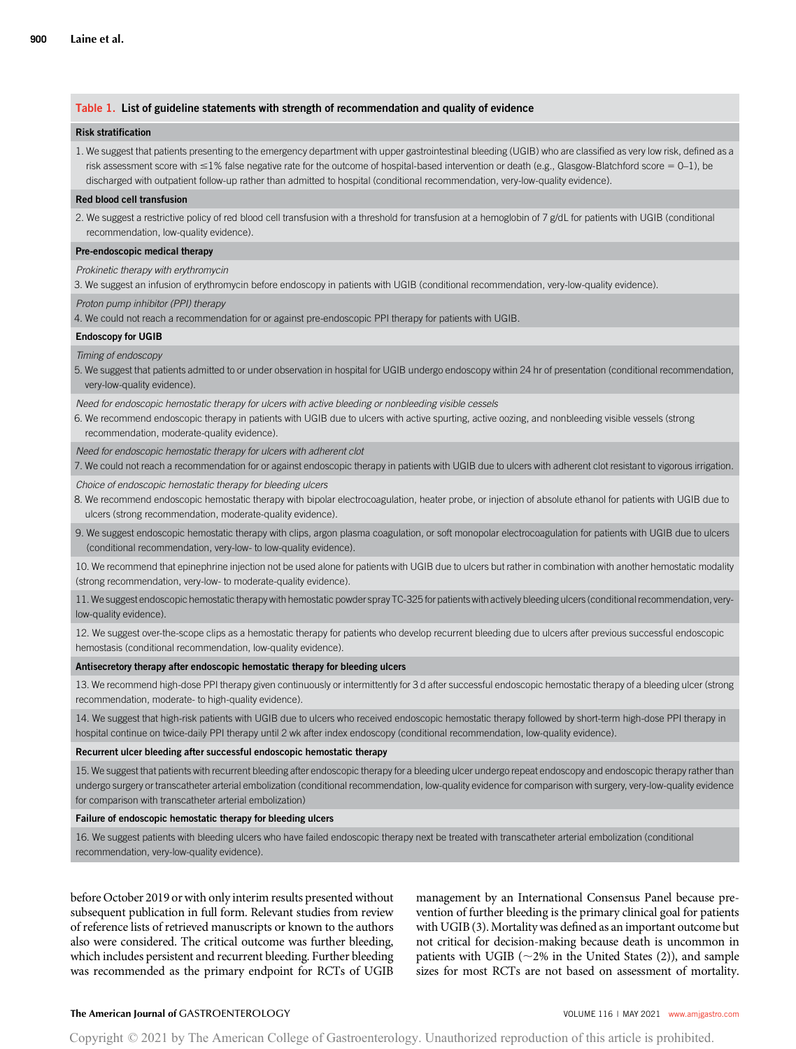**Table 1. List of guideline statements with strength of recommendation and quality of evidence**

**Risk stratification**

1. We suggest that patients presenting to the emergency department with upper gastrointestinal bleeding (UGIB) who are classified as very low risk, defined as a risk assessment score with ≤1% false negative rate for the outcome of hospital-based intervention or death (e.g., Glasgow-Blatchford score = 0–1), be discharged with outpatient follow-up rather than admitted to hospital (conditional recommendation, very-low-quality evidence).

**Red blood cell transfusion**

2. We suggest a restrictive policy of red blood cell transfusion with a threshold for transfusion at a hemoglobin of 7 g/dL for patients with UGIB (conditional recommendation, low-quality evidence).

**Pre-endoscopic medical therapy**

*Prokinetic therapy with erythromycin*

3. We suggest an infusion of erythromycin before endoscopy in patients with UGIB (conditional recommendation, very-low-quality evidence).

*Proton pump inhibitor (PPI) therapy*

4. We could not reach a recommendation for or against pre-endoscopic PPI therapy for patients with UGIB.

**Endoscopy for UGIB**

*Timing of endoscopy*

5. We suggest that patients admitted to or under observation in hospital for UGIB undergo endoscopy within 24 hr of presentation (conditional recommendation, very-low-quality evidence).

*Need for endoscopic hemostatic therapy for ulcers with active bleeding or nonbleeding visible cessels*

6. We recommend endoscopic therapy in patients with UGIB due to ulcers with active spurting, active oozing, and nonbleeding visible vessels (strong recommendation, moderate-quality evidence).

*Need for endoscopic hemostatic therapy for ulcers with adherent clot*

7. We could not reach a recommendation for or against endoscopic therapy in patients with UGIB due to ulcers with adherent clot resistant to vigorous irrigation.

*Choice of endoscopic hemostatic therapy for bleeding ulcers*

8. We recommend endoscopic hemostatic therapy with bipolar electrocoagulation, heater probe, or injection of absolute ethanol for patients with UGIB due to ulcers (strong recommendation, moderate-quality evidence).

9. We suggest endoscopic hemostatic therapy with clips, argon plasma coagulation, or soft monopolar electrocoagulation for patients with UGIB due to ulcers (conditional recommendation, very-low- to low-quality evidence).

10. We recommend that epinephrine injection not be used alone for patients with UGIB due to ulcers but rather in combination with another hemostatic modality (strong recommendation, very-low- to moderate-quality evidence).

11. We suggest endoscopic hemostatic therapy with hemostatic powder spray TC-325 for patients with actively bleeding ulcers (conditional recommendation, very-low-quality evidence).

12. We suggest over-the-scope clips as a hemostatic therapy for patients who develop recurrent bleeding due to ulcers after previous successful endoscopic hemostasis (conditional recommendation, low-quality evidence).

**Antisecretory therapy after endoscopic hemostatic therapy for bleeding ulcers**

13. We recommend high-dose PPI therapy given continuously or intermittently for 3 d after successful endoscopic hemostatic therapy of a bleeding ulcer (strong recommendation, moderate- to high-quality evidence).

14. We suggest that high-risk patients with UGIB due to ulcers who received endoscopic hemostatic therapy followed by short-term high-dose PPI therapy in hospital continue on twice-daily PPI therapy until 2 wk after index endoscopy (conditional recommendation, low-quality evidence).

**Recurrent ulcer bleeding after successful endoscopic hemostatic therapy**

15. We suggest that patients with recurrent bleeding after endoscopic therapy for a bleeding ulcer undergo repeat endoscopy and endoscopic therapy rather than undergo surgery or transcatheter arterial embolization (conditional recommendation, low-quality evidence for comparison with surgery, very-low-quality evidence for comparison with transcatheter arterial embolization)

**Failure of endoscopic hemostatic therapy for bleeding ulcers**

16. We suggest patients with bleeding ulcers who have failed endoscopic therapy next be treated with transcatheter arterial embolization (conditional recommendation, very-low-quality evidence).

before October 2019 or with only interim results presented without subsequent publication in full form. Relevant studies from review of reference lists of retrieved manuscripts or known to the authors also were considered. The critical outcome was further bleeding, which includes persistent and recurrent bleeding. Further bleeding was recommended as the primary endpoint for RCTs of UGIB management by an International Consensus Panel because prevention of further bleeding is the primary clinical goal for patients with UGIB (3). Mortality was defined as an important outcome but not critical for decision-making because death is uncommon in patients with UGIB (~2% in the United States (2)), and sample sizes for most RCTs are not based on assessment of mortality.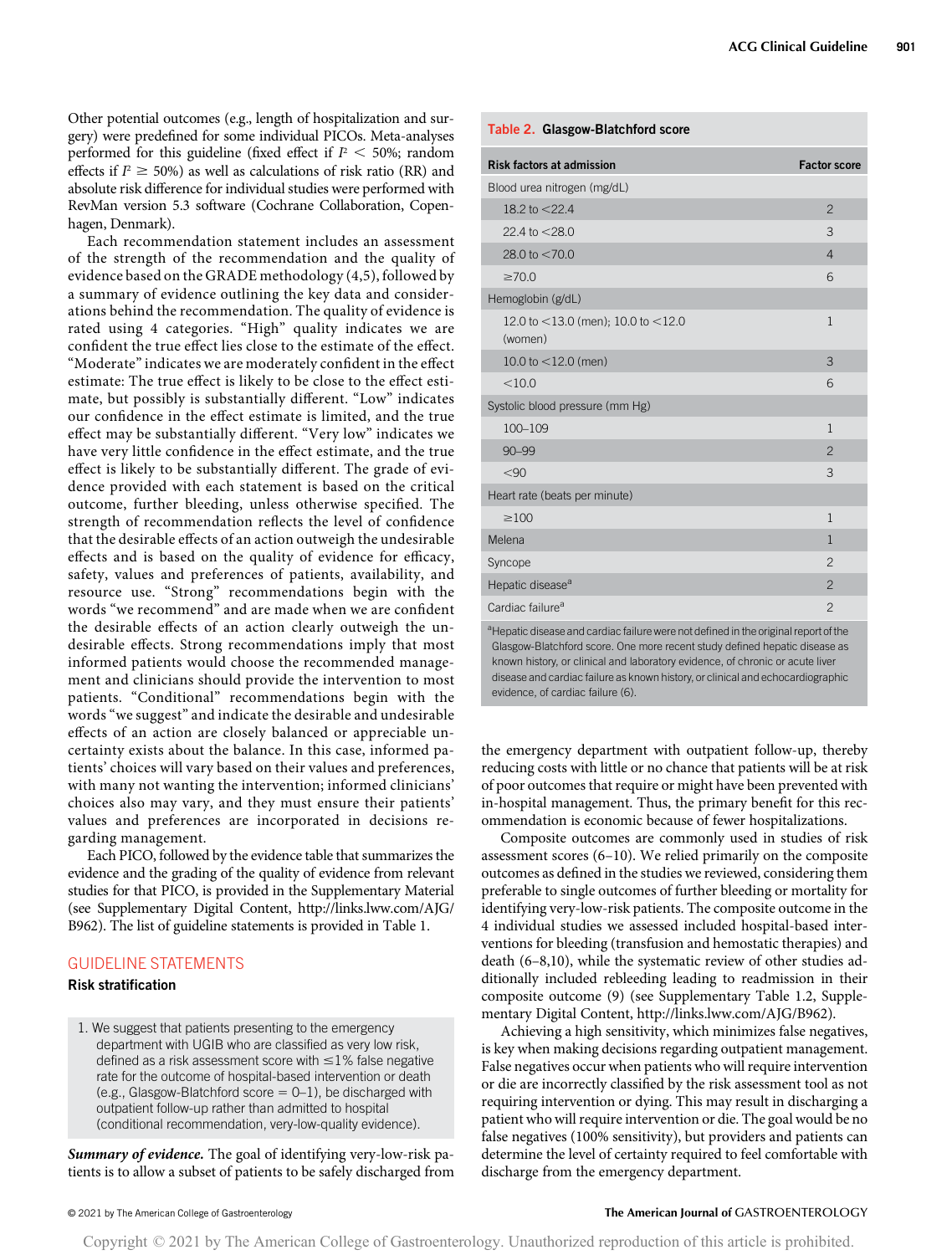Other potential outcomes (e.g., length of hospitalization and surgery) were predefined for some individual PICOs. Meta-analyses performed for this guideline (fixed effect if $I^2 < 50\%$; random effects if $I^2 \geq 50\%$) as well as calculations of risk ratio (RR) and absolute risk difference for individual studies were performed with RevMan version 5.3 software (Cochrane Collaboration, Copenhagen, Denmark).

Each recommendation statement includes an assessment of the strength of the recommendation and the quality of evidence based on the GRADE methodology (4,5), followed by a summary of evidence outlining the key data and considerations behind the recommendation. The quality of evidence is rated using 4 categories. "High" quality indicates we are confident the true effect lies close to the estimate of the effect. "Moderate" indicates we are moderately confident in the effect estimate: The true effect is likely to be close to the effect estimate, but possibly is substantially different. "Low" indicates our confidence in the effect estimate is limited, and the true effect may be substantially different. "Very low" indicates we have very little confidence in the effect estimate, and the true effect is likely to be substantially different. The grade of evidence provided with each statement is based on the critical outcome, further bleeding, unless otherwise specified. The strength of recommendation reflects the level of confidence that the desirable effects of an action outweigh the undesirable effects and is based on the quality of evidence for efficacy, safety, values and preferences of patients, availability, and resource use. "Strong" recommendations begin with the words "we recommend" and are made when we are confident the desirable effects of an action clearly outweigh the undesirable effects. Strong recommendations imply that most informed patients would choose the recommended management and clinicians should provide the intervention to most patients. "Conditional" recommendations begin with the words "we suggest" and indicate the desirable and undesirable effects of an action are closely balanced or appreciable uncertainty exists about the balance. In this case, informed patients' choices will vary based on their values and preferences, with many not wanting the intervention; informed clinicians' choices also may vary, and they must ensure their patients' values and preferences are incorporated in decisions regarding management.

Each PICO, followed by the evidence table that summarizes the evidence and the grading of the quality of evidence from relevant studies for that PICO, is provided in the Supplementary Material (see Supplementary Digital Content, http://links.lww.com/AJG/B962). The list of guideline statements is provided in Table 1.

## GUIDELINE STATEMENTS

### Risk stratification

1. We suggest that patients presenting to the emergency department with UGIB who are classified as very low risk, defined as a risk assessment score with ≤1% false negative rate for the outcome of hospital-based intervention or death (e.g., Glasgow-Blatchford score = 0–1), be discharged with outpatient follow-up rather than admitted to hospital (conditional recommendation, very-low-quality evidence).

***Summary of evidence.*** The goal of identifying very-low-risk patients is to allow a subset of patients to be safely discharged from the emergency department with outpatient follow-up, thereby reducing costs with little or no chance that patients will be at risk of poor outcomes that require or might have been prevented with in-hospital management. Thus, the primary benefit for this recommendation is economic because of fewer hospitalizations.

**Table 2. Glasgow-Blatchford score**

| Risk factors at admission | Factor score |
|---|---|
| Blood urea nitrogen (mg/dL) | |
| 18.2 to <22.4 | 2 |
| 22.4 to <28.0 | 3 |
| 28.0 to <70.0 | 4 |
| ≥70.0 | 6 |
| Hemoglobin (g/dL) | |
| 12.0 to <13.0 (men); 10.0 to <12.0 (women) | 1 |
| 10.0 to <12.0 (men) | 3 |
| <10.0 | 6 |
| Systolic blood pressure (mm Hg) | |
| 100–109 | 1 |
| 90–99 | 2 |
| <90 | 3 |
| Heart rate (beats per minute) | |
| ≥100 | 1 |
| Melena | 1 |
| Syncope | 2 |
| Hepatic disease[a] | 2 |
| Cardiac failure[a] | 2 |

[a]Hepatic disease and cardiac failure were not defined in the original report of the Glasgow-Blatchford score. One more recent study defined hepatic disease as known history, or clinical and laboratory evidence, of chronic or acute liver disease and cardiac failure as known history, or clinical and echocardiographic evidence, of cardiac failure (6).

Composite outcomes are commonly used in studies of risk assessment scores (6–10). We relied primarily on the composite outcomes as defined in the studies we reviewed, considering them preferable to single outcomes of further bleeding or mortality for identifying very-low-risk patients. The composite outcome in the 4 individual studies we assessed included hospital-based interventions for bleeding (transfusion and hemostatic therapies) and death (6–8,10), while the systematic review of other studies additionally included rebleeding leading to readmission in their composite outcome (9) (see Supplementary Table 1.2, Supplementary Digital Content, http://links.lww.com/AJG/B962).

Achieving a high sensitivity, which minimizes false negatives, is key when making decisions regarding outpatient management. False negatives occur when patients who will require intervention or die are incorrectly classified by the risk assessment tool as not requiring intervention or dying. This may result in discharging a patient who will require intervention or die. The goal would be no false negatives (100% sensitivity), but providers and patients can determine the level of certainty required to feel comfortable with discharge from the emergency department.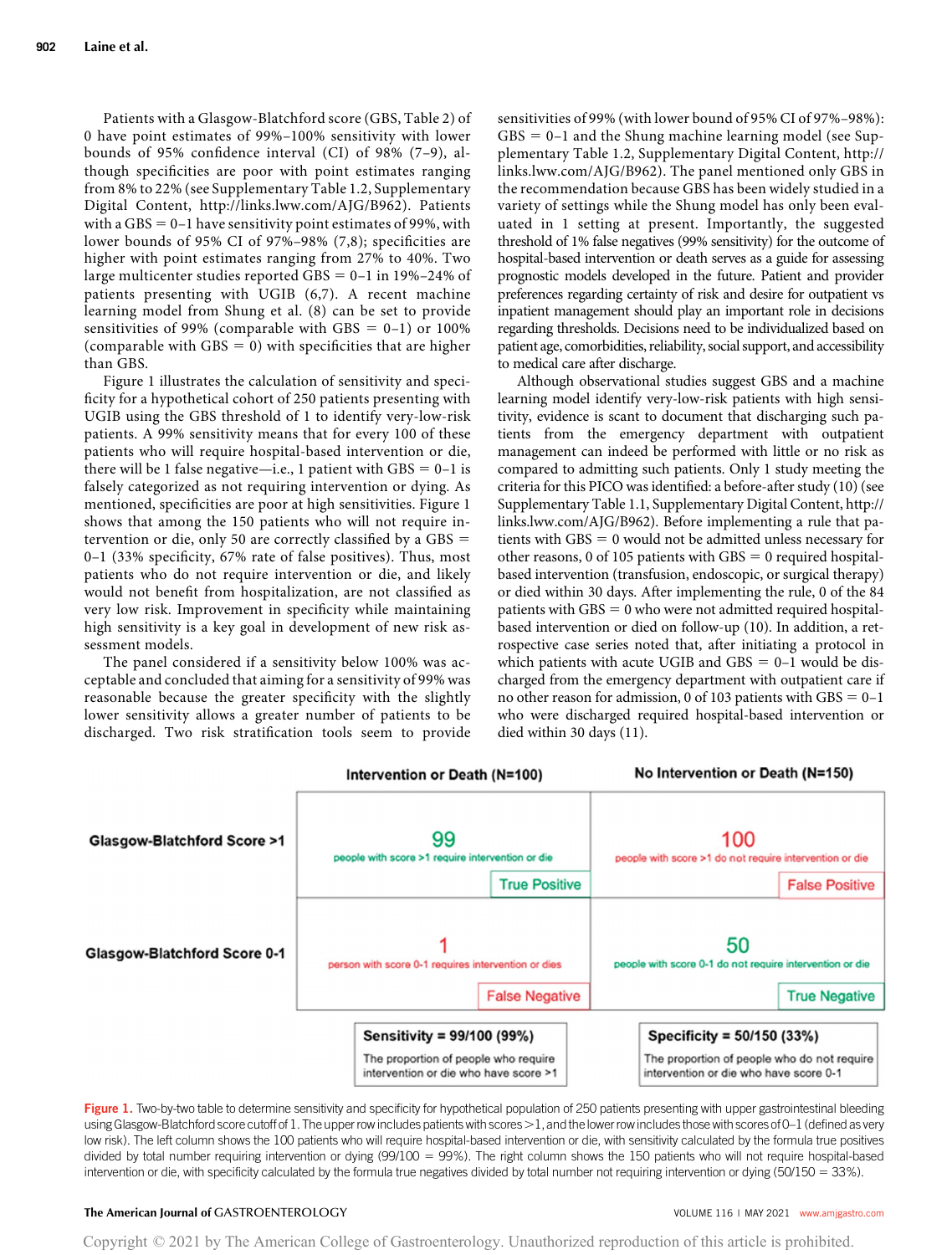Patients with a Glasgow-Blatchford score (GBS, Table 2) of 0 have point estimates of 99%–100% sensitivity with lower bounds of 95% confidence interval (CI) of 98% (7–9), although specificities are poor with point estimates ranging from 8% to 22% (see Supplementary Table 1.2, Supplementary Digital Content, http://links.lww.com/AJG/B962). Patients with a GBS = 0–1 have sensitivity point estimates of 99%, with lower bounds of 95% CI of 97%–98% (7,8); specificities are higher with point estimates ranging from 27% to 40%. Two large multicenter studies reported GBS = 0–1 in 19%–24% of patients presenting with UGIB (6,7). A recent machine learning model from Shung et al. (8) can be set to provide sensitivities of 99% (comparable with GBS = 0–1) or 100% (comparable with GBS = 0) with specificities that are higher than GBS.

Figure 1 illustrates the calculation of sensitivity and specificity for a hypothetical cohort of 250 patients presenting with UGIB using the GBS threshold of 1 to identify very-low-risk patients. A 99% sensitivity means that for every 100 of these patients who will require hospital-based intervention or die, there will be 1 false negative—i.e., 1 patient with GBS = 0–1 is falsely categorized as not requiring intervention or dying. As mentioned, specificities are poor at high sensitivities. Figure 1 shows that among the 150 patients who will not require intervention or die, only 50 are correctly classified by a GBS = 0–1 (33% specificity, 67% rate of false positives). Thus, most patients who do not require intervention or die, and likely would not benefit from hospitalization, are not classified as very low risk. Improvement in specificity while maintaining high sensitivity is a key goal in development of new risk assessment models.

The panel considered if a sensitivity below 100% was acceptable and concluded that aiming for a sensitivity of 99% was reasonable because the greater specificity with the slightly lower sensitivity allows a greater number of patients to be discharged. Two risk stratification tools seem to provide sensitivities of 99% (with lower bound of 95% CI of 97%–98%): GBS = 0–1 and the Shung machine learning model (see Supplementary Table 1.2, Supplementary Digital Content, http://links.lww.com/AJG/B962). The panel mentioned only GBS in the recommendation because GBS has been widely studied in a variety of settings while the Shung model has only been evaluated in 1 setting at present. Importantly, the suggested threshold of 1% false negatives (99% sensitivity) for the outcome of hospital-based intervention or death serves as a guide for assessing prognostic models developed in the future. Patient and provider preferences regarding certainty of risk and desire for outpatient vs inpatient management should play an important role in decisions regarding thresholds. Decisions need to be individualized based on patient age, comorbidities, reliability, social support, and accessibility to medical care after discharge.

Although observational studies suggest GBS and a machine learning model identify very-low-risk patients with high sensitivity, evidence is scant to document that discharging such patients from the emergency department with outpatient management can indeed be performed with little or no risk as compared to admitting such patients. Only 1 study meeting the criteria for this PICO was identified: a before-after study (10) (see Supplementary Table 1.1, Supplementary Digital Content, http://links.lww.com/AJG/B962). Before implementing a rule that patients with GBS = 0 would not be admitted unless necessary for other reasons, 0 of 105 patients with GBS = 0 required hospital-based intervention (transfusion, endoscopic, or surgical therapy) or died within 30 days. After implementing the rule, 0 of the 84 patients with GBS = 0 who were not admitted required hospital-based intervention or died on follow-up (10). In addition, a retrospective case series noted that, after initiating a protocol in which patients with acute UGIB and GBS = 0–1 would be discharged from the emergency department with outpatient care if no other reason for admission, 0 of 103 patients with GBS = 0–1 who were discharged required hospital-based intervention or died within 30 days (11).

| | Intervention or Death (N=100) | No Intervention or Death (N=150) |
|---|---|---|
| Glasgow-Blatchford Score >1 | 99 people with score >1 require intervention or die — True Positive | 100 people with score >1 do not require intervention or die — False Positive |
| Glasgow-Blatchford Score 0-1 | 1 person with score 0-1 requires intervention or dies — False Negative | 50 people with score 0-1 do not require intervention or die — True Negative |
| | **Sensitivity = 99/100 (99%)** The proportion of people who require intervention or die who have score >1 | **Specificity = 50/150 (33%)** The proportion of people who do not require intervention or die who have score 0-1 |

Figure 1. Two-by-two table to determine sensitivity and specificity for hypothetical population of 250 patients presenting with upper gastrointestinal bleeding using Glasgow-Blatchford score cutoff of 1. The upper row includes patients with scores >1, and the lower row includes those with scores of 0–1 (defined as very low risk). The left column shows the 100 patients who will require hospital-based intervention or die, with sensitivity calculated by the formula true positives divided by total number requiring intervention or dying (99/100 = 99%). The right column shows the 150 patients who will not require hospital-based intervention or die, with specificity calculated by the formula true negatives divided by total number not requiring intervention or dying (50/150 = 33%).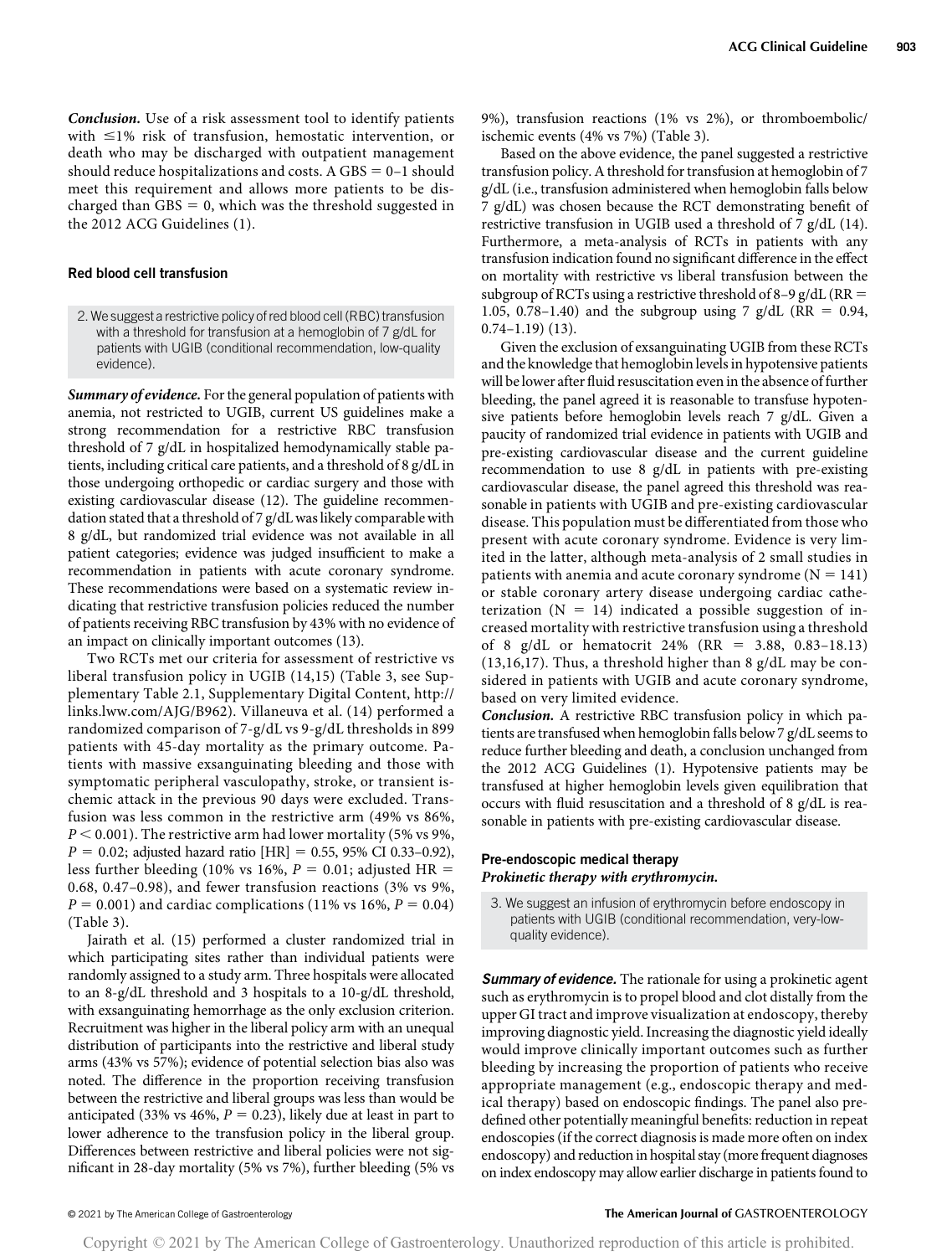***Conclusion.*** Use of a risk assessment tool to identify patients with ≤1% risk of transfusion, hemostatic intervention, or death who may be discharged with outpatient management should reduce hospitalizations and costs. A GBS = 0–1 should meet this requirement and allows more patients to be discharged than GBS = 0, which was the threshold suggested in the 2012 ACG Guidelines (1).

### Red blood cell transfusion

> 2. We suggest a restrictive policy of red blood cell (RBC) transfusion with a threshold for transfusion at a hemoglobin of 7 g/dL for patients with UGIB (conditional recommendation, low-quality evidence).

***Summary of evidence.*** For the general population of patients with anemia, not restricted to UGIB, current US guidelines make a strong recommendation for a restrictive RBC transfusion threshold of 7 g/dL in hospitalized hemodynamically stable patients, including critical care patients, and a threshold of 8 g/dL in those undergoing orthopedic or cardiac surgery and those with existing cardiovascular disease (12). The guideline recommendation stated that a threshold of 7 g/dL was likely comparable with 8 g/dL, but randomized trial evidence was not available in all patient categories; evidence was judged insufficient to make a recommendation in patients with acute coronary syndrome. These recommendations were based on a systematic review indicating that restrictive transfusion policies reduced the number of patients receiving RBC transfusion by 43% with no evidence of an impact on clinically important outcomes (13).

Two RCTs met our criteria for assessment of restrictive vs liberal transfusion policy in UGIB (14,15) (Table 3, see Supplementary Table 2.1, Supplementary Digital Content, http://links.lww.com/AJG/B962). Villaneuva et al. (14) performed a randomized comparison of 7-g/dL vs 9-g/dL thresholds in 899 patients with 45-day mortality as the primary outcome. Patients with massive exsanguinating bleeding and those with symptomatic peripheral vasculopathy, stroke, or transient ischemic attack in the previous 90 days were excluded. Transfusion was less common in the restrictive arm (49% vs 86%, $P < 0.001$). The restrictive arm had lower mortality (5% vs 9%, $P = 0.02$; adjusted hazard ratio [HR] = 0.55, 95% CI 0.33–0.92), less further bleeding (10% vs 16%, $P = 0.01$; adjusted HR = 0.68, 0.47–0.98), and fewer transfusion reactions (3% vs 9%, $P = 0.001$) and cardiac complications (11% vs 16%, $P = 0.04$) (Table 3).

Jairath et al. (15) performed a cluster randomized trial in which participating sites rather than individual patients were randomly assigned to a study arm. Three hospitals were allocated to an 8-g/dL threshold and 3 hospitals to a 10-g/dL threshold, with exsanguinating hemorrhage as the only exclusion criterion. Recruitment was higher in the liberal policy arm with an unequal distribution of participants into the restrictive and liberal study arms (43% vs 57%); evidence of potential selection bias also was noted. The difference in the proportion receiving transfusion between the restrictive and liberal groups was less than would be anticipated (33% vs 46%, $P = 0.23$), likely due at least in part to lower adherence to the transfusion policy in the liberal group. Differences between restrictive and liberal policies were not significant in 28-day mortality (5% vs 7%), further bleeding (5% vs 9%), transfusion reactions (1% vs 2%), or thromboembolic/ischemic events (4% vs 7%) (Table 3).

Based on the above evidence, the panel suggested a restrictive transfusion policy. A threshold for transfusion at hemoglobin of 7 g/dL (i.e., transfusion administered when hemoglobin falls below 7 g/dL) was chosen because the RCT demonstrating benefit of restrictive transfusion in UGIB used a threshold of 7 g/dL (14). Furthermore, a meta-analysis of RCTs in patients with any transfusion indication found no significant difference in the effect on mortality with restrictive vs liberal transfusion between the subgroup of RCTs using a restrictive threshold of 8–9 g/dL (RR = 1.05, 0.78–1.40) and the subgroup using 7 g/dL (RR = 0.94, 0.74–1.19) (13).

Given the exclusion of exsanguinating UGIB from these RCTs and the knowledge that hemoglobin levels in hypotensive patients will be lower after fluid resuscitation even in the absence of further bleeding, the panel agreed it is reasonable to transfuse hypotensive patients before hemoglobin levels reach 7 g/dL. Given a paucity of randomized trial evidence in patients with UGIB and pre-existing cardiovascular disease and the current guideline recommendation to use 8 g/dL in patients with pre-existing cardiovascular disease, the panel agreed this threshold was reasonable in patients with UGIB and pre-existing cardiovascular disease. This population must be differentiated from those who present with acute coronary syndrome. Evidence is very limited in the latter, although meta-analysis of 2 small studies in patients with anemia and acute coronary syndrome (N = 141) or stable coronary artery disease undergoing cardiac catheterization (N = 14) indicated a possible suggestion of increased mortality with restrictive transfusion using a threshold of 8 g/dL or hematocrit 24% (RR = 3.88, 0.83–18.13) (13,16,17). Thus, a threshold higher than 8 g/dL may be considered in patients with UGIB and acute coronary syndrome, based on very limited evidence.

***Conclusion.*** A restrictive RBC transfusion policy in which patients are transfused when hemoglobin falls below 7 g/dL seems to reduce further bleeding and death, a conclusion unchanged from the 2012 ACG Guidelines (1). Hypotensive patients may be transfused at higher hemoglobin levels given equilibration that occurs with fluid resuscitation and a threshold of 8 g/dL is reasonable in patients with pre-existing cardiovascular disease.

### Pre-endoscopic medical therapy

#### *Prokinetic therapy with erythromycin.*

> 3. We suggest an infusion of erythromycin before endoscopy in patients with UGIB (conditional recommendation, very-low-quality evidence).

***Summary of evidence.*** The rationale for using a prokinetic agent such as erythromycin is to propel blood and clot distally from the upper GI tract and improve visualization at endoscopy, thereby improving diagnostic yield. Increasing the diagnostic yield ideally would improve clinically important outcomes such as further bleeding by increasing the proportion of patients who receive appropriate management (e.g., endoscopic therapy and medical therapy) based on endoscopic findings. The panel also predefined other potentially meaningful benefits: reduction in repeat endoscopies (if the correct diagnosis is made more often on index endoscopy) and reduction in hospital stay (more frequent diagnoses on index endoscopy may allow earlier discharge in patients found to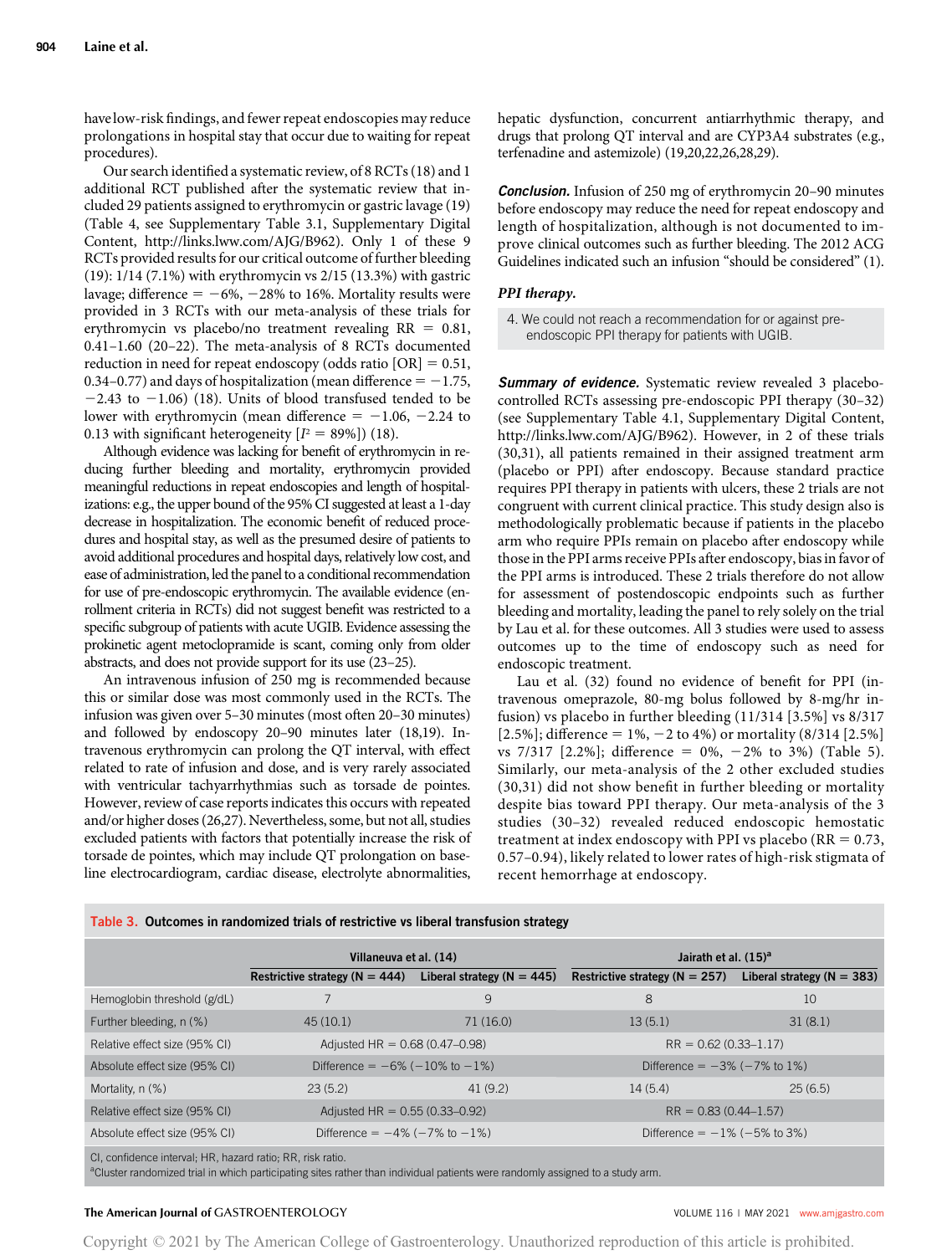have low-risk findings, and fewer repeat endoscopies may reduce prolongations in hospital stay that occur due to waiting for repeat procedures).

Our search identified a systematic review, of 8 RCTs (18) and 1 additional RCT published after the systematic review that included 29 patients assigned to erythromycin or gastric lavage (19) (Table 4, see Supplementary Table 3.1, Supplementary Digital Content, http://links.lww.com/AJG/B962). Only 1 of these 9 RCTs provided results for our critical outcome of further bleeding (19): 1/14 (7.1%) with erythromycin vs 2/15 (13.3%) with gastric lavage; difference = −6%, −28% to 16%. Mortality results were provided in 3 RCTs with our meta-analysis of these trials for erythromycin vs placebo/no treatment revealing RR = 0.81, 0.41–1.60 (20–22). The meta-analysis of 8 RCTs documented reduction in need for repeat endoscopy (odds ratio [OR] = 0.51, 0.34–0.77) and days of hospitalization (mean difference = −1.75, −2.43 to −1.06) (18). Units of blood transfused tended to be lower with erythromycin (mean difference = −1.06, −2.24 to 0.13 with significant heterogeneity [$I^2$ = 89%]) (18).

Although evidence was lacking for benefit of erythromycin in reducing further bleeding and mortality, erythromycin provided meaningful reductions in repeat endoscopies and length of hospitalizations: e.g., the upper bound of the 95% CI suggested at least a 1-day decrease in hospitalization. The economic benefit of reduced procedures and hospital stay, as well as the presumed desire of patients to avoid additional procedures and hospital days, relatively low cost, and ease of administration, led the panel to a conditional recommendation for use of pre-endoscopic erythromycin. The available evidence (enrollment criteria in RCTs) did not suggest benefit was restricted to a specific subgroup of patients with acute UGIB. Evidence assessing the prokinetic agent metoclopramide is scant, coming only from older abstracts, and does not provide support for its use (23–25).

An intravenous infusion of 250 mg is recommended because this or similar dose was most commonly used in the RCTs. The infusion was given over 5–30 minutes (most often 20–30 minutes) and followed by endoscopy 20–90 minutes later (18,19). Intravenous erythromycin can prolong the QT interval, with effect related to rate of infusion and dose, and is very rarely associated with ventricular tachyarrhythmias such as torsade de pointes. However, review of case reports indicates this occurs with repeated and/or higher doses (26,27). Nevertheless, some, but not all, studies excluded patients with factors that potentially increase the risk of torsade de pointes, which may include QT prolongation on baseline electrocardiogram, cardiac disease, electrolyte abnormalities, hepatic dysfunction, concurrent antiarrhythmic therapy, and drugs that prolong QT interval and are CYP3A4 substrates (e.g., terfenadine and astemizole) (19,20,22,26,28,29).

***Conclusion.*** Infusion of 250 mg of erythromycin 20–90 minutes before endoscopy may reduce the need for repeat endoscopy and length of hospitalization, although is not documented to improve clinical outcomes such as further bleeding. The 2012 ACG Guidelines indicated such an infusion "should be considered" (1).

### *PPI therapy.*

4. We could not reach a recommendation for or against pre-endoscopic PPI therapy for patients with UGIB.

***Summary of evidence.*** Systematic review revealed 3 placebo-controlled RCTs assessing pre-endoscopic PPI therapy (30–32) (see Supplementary Table 4.1, Supplementary Digital Content, http://links.lww.com/AJG/B962). However, in 2 of these trials (30,31), all patients remained in their assigned treatment arm (placebo or PPI) after endoscopy. Because standard practice requires PPI therapy in patients with ulcers, these 2 trials are not congruent with current clinical practice. This study design also is methodologically problematic because if patients in the placebo arm who require PPIs remain on placebo after endoscopy while those in the PPI arms receive PPIs after endoscopy, bias in favor of the PPI arms is introduced. These 2 trials therefore do not allow for assessment of postendoscopic endpoints such as further bleeding and mortality, leading the panel to rely solely on the trial by Lau et al. for these outcomes. All 3 studies were used to assess outcomes up to the time of endoscopy such as need for endoscopic treatment.

Lau et al. (32) found no evidence of benefit for PPI (intravenous omeprazole, 80-mg bolus followed by 8-mg/hr infusion) vs placebo in further bleeding (11/314 [3.5%] vs 8/317 [2.5%]; difference = 1%, −2 to 4%) or mortality (8/314 [2.5%] vs 7/317 [2.2%]; difference = 0%, −2% to 3%) (Table 5). Similarly, our meta-analysis of the 2 other excluded studies (30,31) did not show benefit in further bleeding or mortality despite bias toward PPI therapy. Our meta-analysis of the 3 studies (30–32) revealed reduced endoscopic hemostatic treatment at index endoscopy with PPI vs placebo (RR = 0.73, 0.57–0.94), likely related to lower rates of high-risk stigmata of recent hemorrhage at endoscopy.

**Table 3. Outcomes in randomized trials of restrictive vs liberal transfusion strategy**

| | Villaneuva et al. (14) | | Jairath et al. (15)[a] | |
|---|---|---|---|---|
| | Restrictive strategy (N = 444) | Liberal strategy (N = 445) | Restrictive strategy (N = 257) | Liberal strategy (N = 383) |
| Hemoglobin threshold (g/dL) | 7 | 9 | 8 | 10 |
| Further bleeding, n (%) | 45 (10.1) | 71 (16.0) | 13 (5.1) | 31 (8.1) |
| Relative effect size (95% CI) | Adjusted HR = 0.68 (0.47–0.98) | | RR = 0.62 (0.33–1.17) | |
| Absolute effect size (95% CI) | Difference = −6% (−10% to −1%) | | Difference = −3% (−7% to 1%) | |
| Mortality, n (%) | 23 (5.2) | 41 (9.2) | 14 (5.4) | 25 (6.5) |
| Relative effect size (95% CI) | Adjusted HR = 0.55 (0.33–0.92) | | RR = 0.83 (0.44–1.57) | |
| Absolute effect size (95% CI) | Difference = −4% (−7% to −1%) | | Difference = −1% (−5% to 3%) | |

CI, confidence interval; HR, hazard ratio; RR, risk ratio.
[a]Cluster randomized trial in which participating sites rather than individual patients were randomly assigned to a study arm.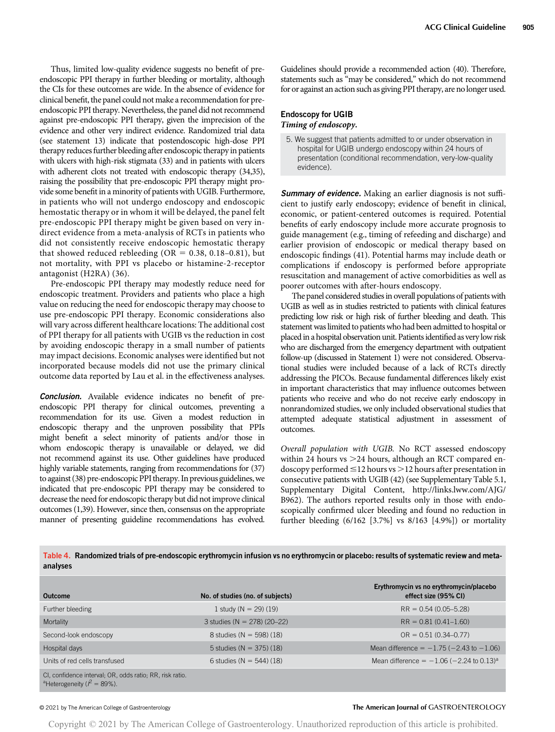Thus, limited low-quality evidence suggests no benefit of pre-endoscopic PPI therapy in further bleeding or mortality, although the CIs for these outcomes are wide. In the absence of evidence for clinical benefit, the panel could not make a recommendation for pre-endoscopic PPI therapy. Nevertheless, the panel did not recommend against pre-endoscopic PPI therapy, given the imprecision of the evidence and other very indirect evidence. Randomized trial data (see statement 13) indicate that postendoscopic high-dose PPI therapy reduces further bleeding after endoscopic therapy in patients with ulcers with high-risk stigmata (33) and in patients with ulcers with adherent clots not treated with endoscopic therapy (34,35), raising the possibility that pre-endoscopic PPI therapy might provide some benefit in a minority of patients with UGIB. Furthermore, in patients who will not undergo endoscopy and endoscopic hemostatic therapy or in whom it will be delayed, the panel felt pre-endoscopic PPI therapy might be given based on very indirect evidence from a meta-analysis of RCTs in patients who did not consistently receive endoscopic hemostatic therapy that showed reduced rebleeding (OR = 0.38, 0.18–0.81), but not mortality, with PPI vs placebo or histamine-2-receptor antagonist (H2RA) (36).

Pre-endoscopic PPI therapy may modestly reduce need for endoscopic treatment. Providers and patients who place a high value on reducing the need for endoscopic therapy may choose to use pre-endoscopic PPI therapy. Economic considerations also will vary across different healthcare locations: The additional cost of PPI therapy for all patients with UGIB vs the reduction in cost by avoiding endoscopic therapy in a small number of patients may impact decisions. Economic analyses were identified but not incorporated because models did not use the primary clinical outcome data reported by Lau et al. in the effectiveness analyses.

***Conclusion.*** Available evidence indicates no benefit of pre-endoscopic PPI therapy for clinical outcomes, preventing a recommendation for its use. Given a modest reduction in endoscopic therapy and the unproven possibility that PPIs might benefit a select minority of patients and/or those in whom endoscopic therapy is unavailable or delayed, we did not recommend against its use. Other guidelines have produced highly variable statements, ranging from recommendations for (37) to against (38) pre-endoscopic PPI therapy. In previous guidelines, we indicated that pre-endoscopic PPI therapy may be considered to decrease the need for endoscopic therapy but did not improve clinical outcomes (1,39). However, since then, consensus on the appropriate manner of presenting guideline recommendations has evolved. Guidelines should provide a recommended action (40). Therefore, statements such as "may be considered," which do not recommend for or against an action such as giving PPI therapy, are no longer used.

## Endoscopy for UGIB

### *Timing of endoscopy.*

5. We suggest that patients admitted to or under observation in hospital for UGIB undergo endoscopy within 24 hours of presentation (conditional recommendation, very-low-quality evidence).

***Summary of evidence.*** Making an earlier diagnosis is not sufficient to justify early endoscopy; evidence of benefit in clinical, economic, or patient-centered outcomes is required. Potential benefits of early endoscopy include more accurate prognosis to guide management (e.g., timing of refeeding and discharge) and earlier provision of endoscopic or medical therapy based on endoscopic findings (41). Potential harms may include death or complications if endoscopy is performed before appropriate resuscitation and management of active comorbidities as well as poorer outcomes with after-hours endoscopy.

The panel considered studies in overall populations of patients with UGIB as well as in studies restricted to patients with clinical features predicting low risk or high risk of further bleeding and death. This statement was limited to patients who had been admitted to hospital or placed in a hospital observation unit. Patients identified as very low risk who are discharged from the emergency department with outpatient follow-up (discussed in Statement 1) were not considered. Observational studies were included because of a lack of RCTs directly addressing the PICOs. Because fundamental differences likely exist in important characteristics that may influence outcomes between patients who receive and who do not receive early endoscopy in nonrandomized studies, we only included observational studies that attempted adequate statistical adjustment in assessment of outcomes.

*Overall population with UGIB.* No RCT assessed endoscopy within 24 hours vs >24 hours, although an RCT compared endoscopy performed ≤12 hours vs >12 hours after presentation in consecutive patients with UGIB (42) (see Supplementary Table 5.1, Supplementary Digital Content, http://links.lww.com/AJG/B962). The authors reported results only in those with endoscopically confirmed ulcer bleeding and found no reduction in further bleeding (6/162 [3.7%] vs 8/163 [4.9%]) or mortality

**Table 4. Randomized trials of pre-endoscopic erythromycin infusion vs no erythromycin or placebo: results of systematic review and meta-analyses**

| Outcome | No. of studies (no. of subjects) | Erythromycin vs no erythromycin/placebo effect size (95% CI) |
|---|---|---|
| Further bleeding | 1 study (N = 29) (19) | RR = 0.54 (0.05–5.28) |
| Mortality | 3 studies (N = 278) (20–22) | RR = 0.81 (0.41–1.60) |
| Second-look endoscopy | 8 studies (N = 598) (18) | OR = 0.51 (0.34–0.77) |
| Hospital days | 5 studies (N = 375) (18) | Mean difference = −1.75 (−2.43 to −1.06) |
| Units of red cells transfused | 6 studies (N = 544) (18) | Mean difference = −1.06 (−2.24 to 0.13)[a] |

CI, confidence interval; OR, odds ratio; RR, risk ratio.
[a]Heterogeneity ($I^2$ = 89%).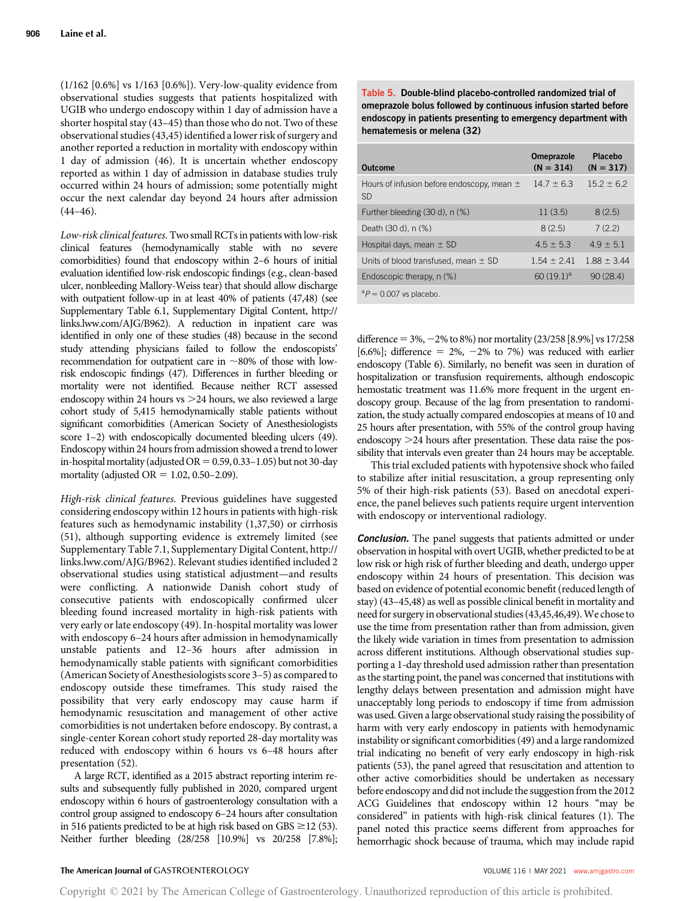(1/162 [0.6%] vs 1/163 [0.6%]). Very-low-quality evidence from observational studies suggests that patients hospitalized with UGIB who undergo endoscopy within 1 day of admission have a shorter hospital stay (43–45) than those who do not. Two of these observational studies (43,45) identified a lower risk of surgery and another reported a reduction in mortality with endoscopy within 1 day of admission (46). It is uncertain whether endoscopy reported as within 1 day of admission in database studies truly occurred within 24 hours of admission; some potentially might occur the next calendar day beyond 24 hours after admission (44–46).

*Low-risk clinical features.* Two small RCTs in patients with low-risk clinical features (hemodynamically stable with no severe comorbidities) found that endoscopy within 2–6 hours of initial evaluation identified low-risk endoscopic findings (e.g., clean-based ulcer, nonbleeding Mallory-Weiss tear) that should allow discharge with outpatient follow-up in at least 40% of patients (47,48) (see Supplementary Table 6.1, Supplementary Digital Content, http://links.lww.com/AJG/B962). A reduction in inpatient care was identified in only one of these studies (48) because in the second study attending physicians failed to follow the endoscopists' recommendation for outpatient care in ~80% of those with low-risk endoscopic findings (47). Differences in further bleeding or mortality were not identified. Because neither RCT assessed endoscopy within 24 hours vs >24 hours, we also reviewed a large cohort study of 5,415 hemodynamically stable patients without significant comorbidities (American Society of Anesthesiologists score 1–2) with endoscopically documented bleeding ulcers (49). Endoscopy within 24 hours from admission showed a trend to lower in-hospital mortality (adjusted OR = 0.59, 0.33–1.05) but not 30-day mortality (adjusted OR = 1.02, 0.50–2.09).

*High-risk clinical features.* Previous guidelines have suggested considering endoscopy within 12 hours in patients with high-risk features such as hemodynamic instability (1,37,50) or cirrhosis (51), although supporting evidence is extremely limited (see Supplementary Table 7.1, Supplementary Digital Content, http://links.lww.com/AJG/B962). Relevant studies identified included 2 observational studies using statistical adjustment—and results were conflicting. A nationwide Danish cohort study of consecutive patients with endoscopically confirmed ulcer bleeding found increased mortality in high-risk patients with very early or late endoscopy (49). In-hospital mortality was lower with endoscopy 6–24 hours after admission in hemodynamically unstable patients and 12–36 hours after admission in hemodynamically stable patients with significant comorbidities (American Society of Anesthesiologists score 3–5) as compared to endoscopy outside these timeframes. This study raised the possibility that very early endoscopy may cause harm if hemodynamic resuscitation and management of other active comorbidities is not undertaken before endoscopy. By contrast, a single-center Korean cohort study reported 28-day mortality was reduced with endoscopy within 6 hours vs 6–48 hours after presentation (52).

A large RCT, identified as a 2015 abstract reporting interim results and subsequently fully published in 2020, compared urgent endoscopy within 6 hours of gastroenterology consultation with a control group assigned to endoscopy 6–24 hours after consultation in 516 patients predicted to be at high risk based on GBS ≥12 (53). Neither further bleeding (28/258 [10.9%] vs 20/258 [7.8%]; difference = 3%, −2% to 8%) nor mortality (23/258 [8.9%] vs 17/258 [6.6%]; difference = 2%, −2% to 7%) was reduced with earlier endoscopy (Table 6). Similarly, no benefit was seen in duration of hospitalization or transfusion requirements, although endoscopic hemostatic treatment was 11.6% more frequent in the urgent endoscopy group. Because of the lag from presentation to randomization, the study actually compared endoscopies at means of 10 and 25 hours after presentation, with 55% of the control group having endoscopy >24 hours after presentation. These data raise the possibility that intervals even greater than 24 hours may be acceptable.

This trial excluded patients with hypotensive shock who failed to stabilize after initial resuscitation, a group representing only 5% of their high-risk patients (53). Based on anecdotal experience, the panel believes such patients require urgent intervention with endoscopy or interventional radiology.

**Table 5. Double-blind placebo-controlled randomized trial of omeprazole bolus followed by continuous infusion started before endoscopy in patients presenting to emergency department with hematemesis or melena (32)**

| Outcome | Omeprazole (N = 314) | Placebo (N = 317) |
|---|---|---|
| Hours of infusion before endoscopy, mean ± SD | 14.7 ± 6.3 | 15.2 ± 6.2 |
| Further bleeding (30 d), n (%) | 11 (3.5) | 8 (2.5) |
| Death (30 d), n (%) | 8 (2.5) | 7 (2.2) |
| Hospital days, mean ± SD | 4.5 ± 5.3 | 4.9 ± 5.1 |
| Units of blood transfused, mean ± SD | 1.54 ± 2.41 | 1.88 ± 3.44 |
| Endoscopic therapy, n (%) | 60 (19.1)[a] | 90 (28.4) |

[a]*P* = 0.007 vs placebo.

***Conclusion.*** The panel suggests that patients admitted or under observation in hospital with overt UGIB, whether predicted to be at low risk or high risk of further bleeding and death, undergo upper endoscopy within 24 hours of presentation. This decision was based on evidence of potential economic benefit (reduced length of stay) (43–45,48) as well as possible clinical benefit in mortality and need for surgery in observational studies (43,45,46,49). We chose to use the time from presentation rather than from admission, given the likely wide variation in times from presentation to admission across different institutions. Although observational studies supporting a 1-day threshold used admission rather than presentation as the starting point, the panel was concerned that institutions with lengthy delays between presentation and admission might have unacceptably long periods to endoscopy if time from admission was used. Given a large observational study raising the possibility of harm with very early endoscopy in patients with hemodynamic instability or significant comorbidities (49) and a large randomized trial indicating no benefit of very early endoscopy in high-risk patients (53), the panel agreed that resuscitation and attention to other active comorbidities should be undertaken as necessary before endoscopy and did not include the suggestion from the 2012 ACG Guidelines that endoscopy within 12 hours "may be considered" in patients with high-risk clinical features (1). The panel noted this practice seems different from approaches for hemorrhagic shock because of trauma, which may include rapid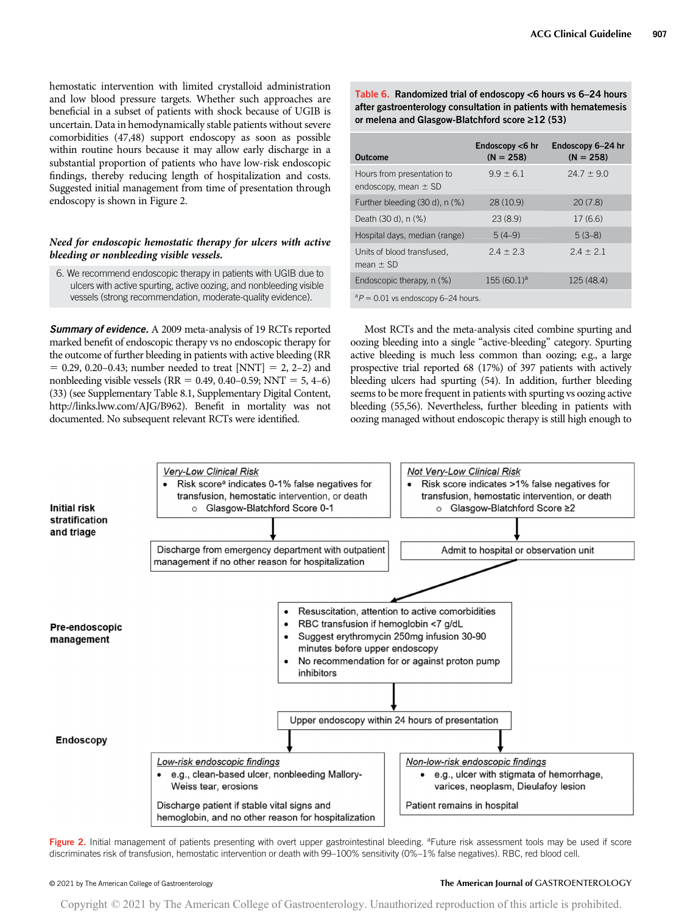hemostatic intervention with limited crystalloid administration and low blood pressure targets. Whether such approaches are beneficial in a subset of patients with shock because of UGIB is uncertain. Data in hemodynamically stable patients without severe comorbidities (47,48) support endoscopy as soon as possible within routine hours because it may allow early discharge in a substantial proportion of patients who have low-risk endoscopic findings, thereby reducing length of hospitalization and costs. Suggested initial management from time of presentation through endoscopy is shown in Figure 2.

### *Need for endoscopic hemostatic therapy for ulcers with active bleeding or nonbleeding visible vessels.*

> 6. We recommend endoscopic therapy in patients with UGIB due to ulcers with active spurting, active oozing, and nonbleeding visible vessels (strong recommendation, moderate-quality evidence).

***Summary of evidence.*** A 2009 meta-analysis of 19 RCTs reported marked benefit of endoscopic therapy vs no endoscopic therapy for the outcome of further bleeding in patients with active bleeding (RR = 0.29, 0.20–0.43; number needed to treat [NNT] = 2, 2–2) and nonbleeding visible vessels (RR = 0.49, 0.40–0.59; NNT = 5, 4–6) (33) (see Supplementary Table 8.1, Supplementary Digital Content, http://links.lww.com/AJG/B962). Benefit in mortality was not documented. No subsequent relevant RCTs were identified.

**Table 6. Randomized trial of endoscopy <6 hours vs 6–24 hours after gastroenterology consultation in patients with hematemesis or melena and Glasgow-Blatchford score ≥12 (53)**

| Outcome | Endoscopy <6 hr (N = 258) | Endoscopy 6–24 hr (N = 258) |
|---|---|---|
| Hours from presentation to endoscopy, mean ± SD | 9.9 ± 6.1 | 24.7 ± 9.0 |
| Further bleeding (30 d), n (%) | 28 (10.9) | 20 (7.8) |
| Death (30 d), n (%) | 23 (8.9) | 17 (6.6) |
| Hospital days, median (range) | 5 (4–9) | 5 (3–8) |
| Units of blood transfused, mean ± SD | 2.4 ± 2.3 | 2.4 ± 2.1 |
| Endoscopic therapy, n (%) | 155 (60.1)[a] | 125 (48.4) |

[a] $P = 0.01$ vs endoscopy 6–24 hours.

Most RCTs and the meta-analysis cited combine spurting and oozing bleeding into a single "active-bleeding" category. Spurting active bleeding is much less common than oozing; e.g., a large prospective trial reported 68 (17%) of 397 patients with actively bleeding ulcers had spurting (54). In addition, further bleeding seems to be more frequent in patients with spurting vs oozing active bleeding (55,56). Nevertheless, further bleeding in patients with oozing managed without endoscopic therapy is still high enough to

**Initial risk stratification and triage**

- *Very-Low Clinical Risk*
  - Risk score[a] indicates 0-1% false negatives for transfusion, hemostatic intervention, or death
    - Glasgow-Blatchford Score 0-1
  - → Discharge from emergency department with outpatient management if no other reason for hospitalization
- *Not Very-Low Clinical Risk*
  - Risk score indicates >1% false negatives for transfusion, hemostatic intervention, or death
    - Glasgow-Blatchford Score ≥2
  - → Admit to hospital or observation unit

**Pre-endoscopic management**

- Resuscitation, attention to active comorbidities
- RBC transfusion if hemoglobin <7 g/dL
- Suggest erythromycin 250mg infusion 30-90 minutes before upper endoscopy
- No recommendation for or against proton pump inhibitors

**Endoscopy**

Upper endoscopy within 24 hours of presentation

- *Low-risk endoscopic findings*
  - e.g., clean-based ulcer, nonbleeding Mallory-Weiss tear, erosions
  - Discharge patient if stable vital signs and hemoglobin, and no other reason for hospitalization
- *Non-low-risk endoscopic findings*
  - e.g., ulcer with stigmata of hemorrhage, varices, neoplasm, Dieulafoy lesion
  - Patient remains in hospital

**Figure 2.** Initial management of patients presenting with overt upper gastrointestinal bleeding. [a]Future risk assessment tools may be used if score discriminates risk of transfusion, hemostatic intervention or death with 99–100% sensitivity (0%–1% false negatives). RBC, red blood cell.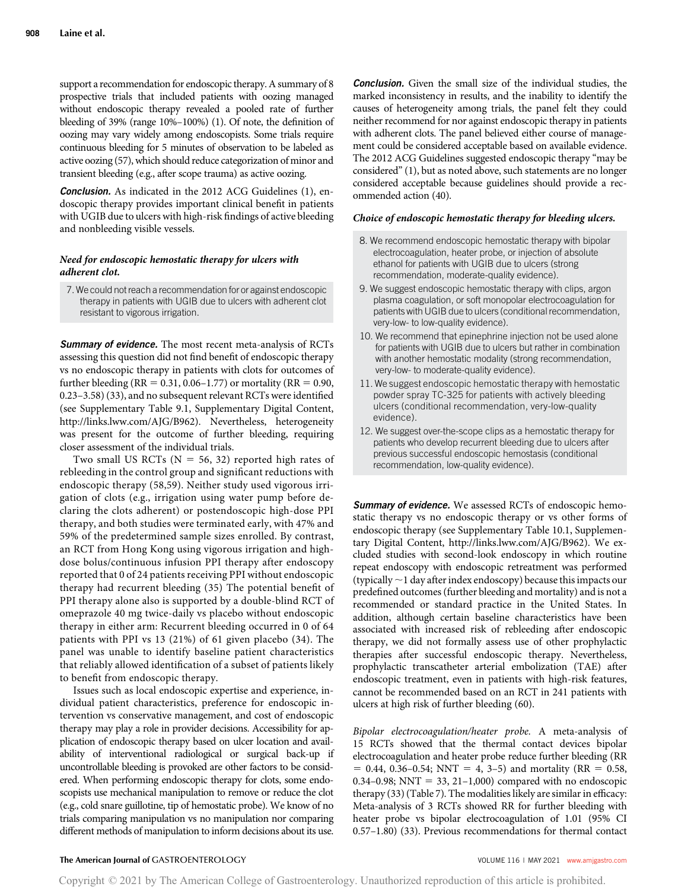support a recommendation for endoscopic therapy. A summary of 8 prospective trials that included patients with oozing managed without endoscopic therapy revealed a pooled rate of further bleeding of 39% (range 10%–100%) (1). Of note, the definition of oozing may vary widely among endoscopists. Some trials require continuous bleeding for 5 minutes of observation to be labeled as active oozing (57), which should reduce categorization of minor and transient bleeding (e.g., after scope trauma) as active oozing.

***Conclusion.*** As indicated in the 2012 ACG Guidelines (1), endoscopic therapy provides important clinical benefit in patients with UGIB due to ulcers with high-risk findings of active bleeding and nonbleeding visible vessels.

### *Need for endoscopic hemostatic therapy for ulcers with adherent clot.*

7. We could not reach a recommendation for or against endoscopic therapy in patients with UGIB due to ulcers with adherent clot resistant to vigorous irrigation.

***Summary of evidence.*** The most recent meta-analysis of RCTs assessing this question did not find benefit of endoscopic therapy vs no endoscopic therapy in patients with clots for outcomes of further bleeding (RR = 0.31, 0.06–1.77) or mortality (RR = 0.90, 0.23–3.58) (33), and no subsequent relevant RCTs were identified (see Supplementary Table 9.1, Supplementary Digital Content, http://links.lww.com/AJG/B962). Nevertheless, heterogeneity was present for the outcome of further bleeding, requiring closer assessment of the individual trials.

Two small US RCTs (N = 56, 32) reported high rates of rebleeding in the control group and significant reductions with endoscopic therapy (58,59). Neither study used vigorous irrigation of clots (e.g., irrigation using water pump before declaring the clots adherent) or postendoscopic high-dose PPI therapy, and both studies were terminated early, with 47% and 59% of the predetermined sample sizes enrolled. By contrast, an RCT from Hong Kong using vigorous irrigation and high-dose bolus/continuous infusion PPI therapy after endoscopy reported that 0 of 24 patients receiving PPI without endoscopic therapy had recurrent bleeding (35) The potential benefit of PPI therapy alone also is supported by a double-blind RCT of omeprazole 40 mg twice-daily vs placebo without endoscopic therapy in either arm: Recurrent bleeding occurred in 0 of 64 patients with PPI vs 13 (21%) of 61 given placebo (34). The panel was unable to identify baseline patient characteristics that reliably allowed identification of a subset of patients likely to benefit from endoscopic therapy.

Issues such as local endoscopic expertise and experience, individual patient characteristics, preference for endoscopic intervention vs conservative management, and cost of endoscopic therapy may play a role in provider decisions. Accessibility for application of endoscopic therapy based on ulcer location and availability of interventional radiological or surgical back-up if uncontrollable bleeding is provoked are other factors to be considered. When performing endoscopic therapy for clots, some endoscopists use mechanical manipulation to remove or reduce the clot (e.g., cold snare guillotine, tip of hemostatic probe). We know of no trials comparing manipulation vs no manipulation nor comparing different methods of manipulation to inform decisions about its use.

***Conclusion.*** Given the small size of the individual studies, the marked inconsistency in results, and the inability to identify the causes of heterogeneity among trials, the panel felt they could neither recommend for nor against endoscopic therapy in patients with adherent clots. The panel believed either course of management could be considered acceptable based on available evidence. The 2012 ACG Guidelines suggested endoscopic therapy "may be considered" (1), but as noted above, such statements are no longer considered acceptable because guidelines should provide a recommended action (40).

### *Choice of endoscopic hemostatic therapy for bleeding ulcers.*

8. We recommend endoscopic hemostatic therapy with bipolar electrocoagulation, heater probe, or injection of absolute ethanol for patients with UGIB due to ulcers (strong recommendation, moderate-quality evidence).
9. We suggest endoscopic hemostatic therapy with clips, argon plasma coagulation, or soft monopolar electrocoagulation for patients with UGIB due to ulcers (conditional recommendation, very-low- to low-quality evidence).
10. We recommend that epinephrine injection not be used alone for patients with UGIB due to ulcers but rather in combination with another hemostatic modality (strong recommendation, very-low- to moderate-quality evidence).
11. We suggest endoscopic hemostatic therapy with hemostatic powder spray TC-325 for patients with actively bleeding ulcers (conditional recommendation, very-low-quality evidence).
12. We suggest over-the-scope clips as a hemostatic therapy for patients who develop recurrent bleeding due to ulcers after previous successful endoscopic hemostasis (conditional recommendation, low-quality evidence).

***Summary of evidence.*** We assessed RCTs of endoscopic hemostatic therapy vs no endoscopic therapy or vs other forms of endoscopic therapy (see Supplementary Table 10.1, Supplementary Digital Content, http://links.lww.com/AJG/B962). We excluded studies with second-look endoscopy in which routine repeat endoscopy with endoscopic retreatment was performed (typically ~1 day after index endoscopy) because this impacts our predefined outcomes (further bleeding and mortality) and is not a recommended or standard practice in the United States. In addition, although certain baseline characteristics have been associated with increased risk of rebleeding after endoscopic therapy, we did not formally assess use of other prophylactic therapies after successful endoscopic therapy. Nevertheless, prophylactic transcatheter arterial embolization (TAE) after endoscopic treatment, even in patients with high-risk features, cannot be recommended based on an RCT in 241 patients with ulcers at high risk of further bleeding (60).

*Bipolar electrocoagulation/heater probe.* A meta-analysis of 15 RCTs showed that the thermal contact devices bipolar electrocoagulation and heater probe reduce further bleeding (RR = 0.44, 0.36–0.54; NNT = 4, 3–5) and mortality (RR = 0.58, 0.34–0.98; NNT = 33, 21–1,000) compared with no endoscopic therapy (33) (Table 7). The modalities likely are similar in efficacy: Meta-analysis of 3 RCTs showed RR for further bleeding with heater probe vs bipolar electrocoagulation of 1.01 (95% CI 0.57–1.80) (33). Previous recommendations for thermal contact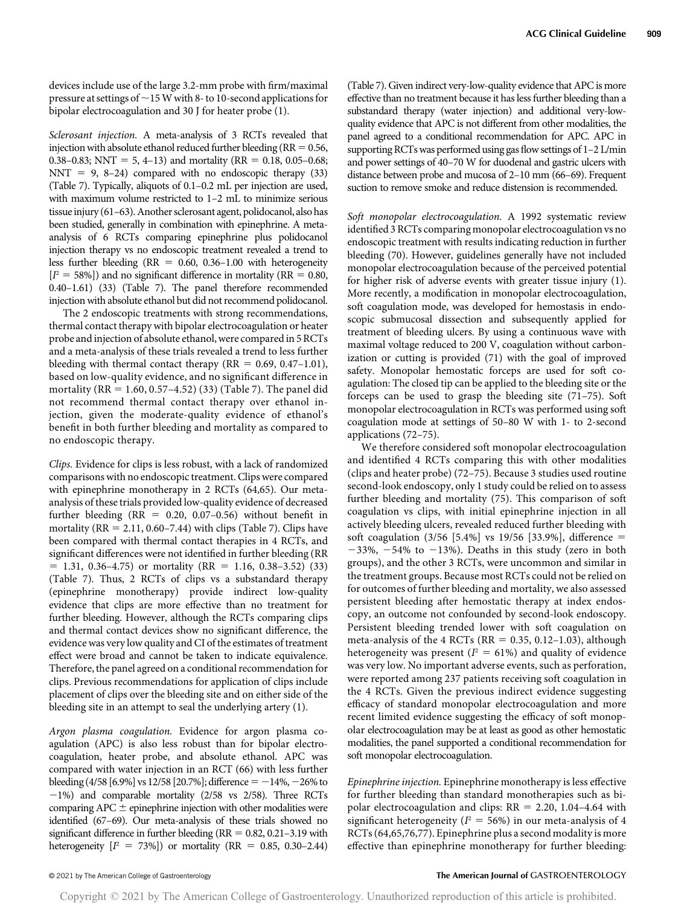devices include use of the large 3.2-mm probe with firm/maximal pressure at settings of ~15 W with 8- to 10-second applications for bipolar electrocoagulation and 30 J for heater probe (1).

*Sclerosant injection.* A meta-analysis of 3 RCTs revealed that injection with absolute ethanol reduced further bleeding (RR = 0.56, 0.38–0.83; NNT = 5, 4–13) and mortality (RR = 0.18, 0.05–0.68; NNT = 9, 8–24) compared with no endoscopic therapy (33) (Table 7). Typically, aliquots of 0.1–0.2 mL per injection are used, with maximum volume restricted to 1–2 mL to minimize serious tissue injury (61–63). Another sclerosant agent, polidocanol, also has been studied, generally in combination with epinephrine. A meta-analysis of 6 RCTs comparing epinephrine plus polidocanol injection therapy vs no endoscopic treatment revealed a trend to less further bleeding (RR = 0.60, 0.36–1.00 with heterogeneity [$I^2$ = 58%]) and no significant difference in mortality (RR = 0.80, 0.40–1.61) (33) (Table 7). The panel therefore recommended injection with absolute ethanol but did not recommend polidocanol.

The 2 endoscopic treatments with strong recommendations, thermal contact therapy with bipolar electrocoagulation or heater probe and injection of absolute ethanol, were compared in 5 RCTs and a meta-analysis of these trials revealed a trend to less further bleeding with thermal contact therapy (RR = 0.69, 0.47–1.01), based on low-quality evidence, and no significant difference in mortality (RR = 1.60, 0.57–4.52) (33) (Table 7). The panel did not recommend thermal contact therapy over ethanol injection, given the moderate-quality evidence of ethanol's benefit in both further bleeding and mortality as compared to no endoscopic therapy.

*Clips.* Evidence for clips is less robust, with a lack of randomized comparisons with no endoscopic treatment. Clips were compared with epinephrine monotherapy in 2 RCTs (64,65). Our meta-analysis of these trials provided low-quality evidence of decreased further bleeding (RR = 0.20, 0.07–0.56) without benefit in mortality (RR = 2.11, 0.60–7.44) with clips (Table 7). Clips have been compared with thermal contact therapies in 4 RCTs, and significant differences were not identified in further bleeding (RR = 1.31, 0.36–4.75) or mortality (RR = 1.16, 0.38–3.52) (33) (Table 7). Thus, 2 RCTs of clips vs a substandard therapy (epinephrine monotherapy) provide indirect low-quality evidence that clips are more effective than no treatment for further bleeding. However, although the RCTs comparing clips and thermal contact devices show no significant difference, the evidence was very low quality and CI of the estimates of treatment effect were broad and cannot be taken to indicate equivalence. Therefore, the panel agreed on a conditional recommendation for clips. Previous recommendations for application of clips include placement of clips over the bleeding site and on either side of the bleeding site in an attempt to seal the underlying artery (1).

*Argon plasma coagulation.* Evidence for argon plasma coagulation (APC) is also less robust than for bipolar electrocoagulation, heater probe, and absolute ethanol. APC was compared with water injection in an RCT (66) with less further bleeding (4/58 [6.9%] vs 12/58 [20.7%]; difference = −14%, −26% to −1%) and comparable mortality (2/58 vs 2/58). Three RCTs comparing APC ± epinephrine injection with other modalities were identified (67–69). Our meta-analysis of these trials showed no significant difference in further bleeding (RR = 0.82, 0.21–3.19 with heterogeneity [$I^2$ = 73%]) or mortality (RR = 0.85, 0.30–2.44) (Table 7). Given indirect very-low-quality evidence that APC is more effective than no treatment because it has less further bleeding than a substandard therapy (water injection) and additional very-low-quality evidence that APC is not different from other modalities, the panel agreed to a conditional recommendation for APC. APC in supporting RCTs was performed using gas flow settings of 1–2 L/min and power settings of 40–70 W for duodenal and gastric ulcers with distance between probe and mucosa of 2–10 mm (66–69). Frequent suction to remove smoke and reduce distension is recommended.

*Soft monopolar electrocoagulation.* A 1992 systematic review identified 3 RCTs comparing monopolar electrocoagulation vs no endoscopic treatment with results indicating reduction in further bleeding (70). However, guidelines generally have not included monopolar electrocoagulation because of the perceived potential for higher risk of adverse events with greater tissue injury (1). More recently, a modification in monopolar electrocoagulation, soft coagulation mode, was developed for hemostasis in endoscopic submucosal dissection and subsequently applied for treatment of bleeding ulcers. By using a continuous wave with maximal voltage reduced to 200 V, coagulation without carbonization or cutting is provided (71) with the goal of improved safety. Monopolar hemostatic forceps are used for soft coagulation: The closed tip can be applied to the bleeding site or the forceps can be used to grasp the bleeding site (71–75). Soft monopolar electrocoagulation in RCTs was performed using soft coagulation mode at settings of 50–80 W with 1- to 2-second applications (72–75).

We therefore considered soft monopolar electrocoagulation and identified 4 RCTs comparing this with other modalities (clips and heater probe) (72–75). Because 3 studies used routine second-look endoscopy, only 1 study could be relied on to assess further bleeding and mortality (75). This comparison of soft coagulation vs clips, with initial epinephrine injection in all actively bleeding ulcers, revealed reduced further bleeding with soft coagulation (3/56 [5.4%] vs 19/56 [33.9%], difference = −33%, −54% to −13%). Deaths in this study (zero in both groups), and the other 3 RCTs, were uncommon and similar in the treatment groups. Because most RCTs could not be relied on for outcomes of further bleeding and mortality, we also assessed persistent bleeding after hemostatic therapy at index endoscopy, an outcome not confounded by second-look endoscopy. Persistent bleeding trended lower with soft coagulation on meta-analysis of the 4 RCTs (RR = 0.35, 0.12–1.03), although heterogeneity was present ($I^2$ = 61%) and quality of evidence was very low. No important adverse events, such as perforation, were reported among 237 patients receiving soft coagulation in the 4 RCTs. Given the previous indirect evidence suggesting efficacy of standard monopolar electrocoagulation and more recent limited evidence suggesting the efficacy of soft monopolar electrocoagulation may be at least as good as other hemostatic modalities, the panel supported a conditional recommendation for soft monopolar electrocoagulation.

*Epinephrine injection.* Epinephrine monotherapy is less effective for further bleeding than standard monotherapies such as bipolar electrocoagulation and clips: RR = 2.20, 1.04–4.64 with significant heterogeneity ($I^2$ = 56%) in our meta-analysis of 4 RCTs (64,65,76,77). Epinephrine plus a second modality is more effective than epinephrine monotherapy for further bleeding: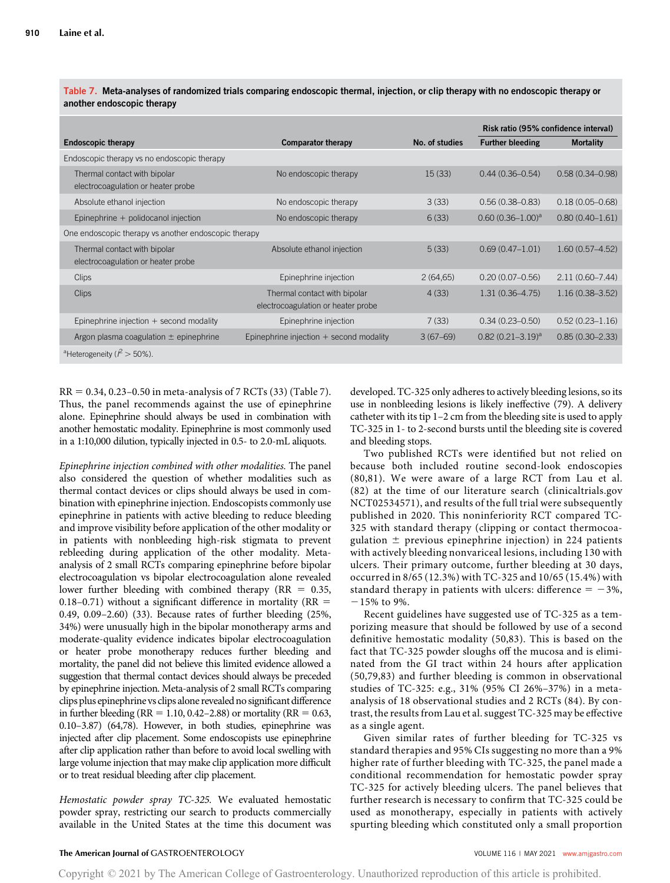**Table 7. Meta-analyses of randomized trials comparing endoscopic thermal, injection, or clip therapy with no endoscopic therapy or another endoscopic therapy**

| Endoscopic therapy | Comparator therapy | No. of studies | Risk ratio (95% confidence interval) | |
|---|---|---|---|---|
| | | | Further bleeding | Mortality |
| Endoscopic therapy vs no endoscopic therapy | | | | |
| Thermal contact with bipolar electrocoagulation or heater probe | No endoscopic therapy | 15 (33) | 0.44 (0.36–0.54) | 0.58 (0.34–0.98) |
| Absolute ethanol injection | No endoscopic therapy | 3 (33) | 0.56 (0.38–0.83) | 0.18 (0.05–0.68) |
| Epinephrine + polidocanol injection | No endoscopic therapy | 6 (33) | 0.60 (0.36–1.00)[a] | 0.80 (0.40–1.61) |
| One endoscopic therapy vs another endoscopic therapy | | | | |
| Thermal contact with bipolar electrocoagulation or heater probe | Absolute ethanol injection | 5 (33) | 0.69 (0.47–1.01) | 1.60 (0.57–4.52) |
| Clips | Epinephrine injection | 2 (64,65) | 0.20 (0.07–0.56) | 2.11 (0.60–7.44) |
| Clips | Thermal contact with bipolar electrocoagulation or heater probe | 4 (33) | 1.31 (0.36–4.75) | 1.16 (0.38–3.52) |
| Epinephrine injection + second modality | Epinephrine injection | 7 (33) | 0.34 (0.23–0.50) | 0.52 (0.23–1.16) |
| Argon plasma coagulation ± epinephrine | Epinephrine injection + second modality | 3 (67–69) | 0.82 (0.21–3.19)[a] | 0.85 (0.30–2.33) |

[a]Heterogeneity ($I^2 > 50\%$).

RR = 0.34, 0.23–0.50 in meta-analysis of 7 RCTs (33) (Table 7). Thus, the panel recommends against the use of epinephrine alone. Epinephrine should always be used in combination with another hemostatic modality. Epinephrine is most commonly used in a 1:10,000 dilution, typically injected in 0.5- to 2.0-mL aliquots.

*Epinephrine injection combined with other modalities.* The panel also considered the question of whether modalities such as thermal contact devices or clips should always be used in combination with epinephrine injection. Endoscopists commonly use epinephrine in patients with active bleeding to reduce bleeding and improve visibility before application of the other modality or in patients with nonbleeding high-risk stigmata to prevent rebleeding during application of the other modality. Meta-analysis of 2 small RCTs comparing epinephrine before bipolar electrocoagulation vs bipolar electrocoagulation alone revealed lower further bleeding with combined therapy (RR = 0.35, 0.18–0.71) without a significant difference in mortality (RR = 0.49, 0.09–2.60) (33). Because rates of further bleeding (25%, 34%) were unusually high in the bipolar monotherapy arms and moderate-quality evidence indicates bipolar electrocoagulation or heater probe monotherapy reduces further bleeding and mortality, the panel did not believe this limited evidence allowed a suggestion that thermal contact devices should always be preceded by epinephrine injection. Meta-analysis of 2 small RCTs comparing clips plus epinephrine vs clips alone revealed no significant difference in further bleeding (RR = 1.10, 0.42–2.88) or mortality (RR = 0.63, 0.10–3.87) (64,78). However, in both studies, epinephrine was injected after clip placement. Some endoscopists use epinephrine after clip application rather than before to avoid local swelling with large volume injection that may make clip application more difficult or to treat residual bleeding after clip placement.

*Hemostatic powder spray TC-325.* We evaluated hemostatic powder spray, restricting our search to products commercially available in the United States at the time this document was developed. TC-325 only adheres to actively bleeding lesions, so its use in nonbleeding lesions is likely ineffective (79). A delivery catheter with its tip 1–2 cm from the bleeding site is used to apply TC-325 in 1- to 2-second bursts until the bleeding site is covered and bleeding stops.

Two published RCTs were identified but not relied on because both included routine second-look endoscopies (80,81). We were aware of a large RCT from Lau et al. (82) at the time of our literature search (clinicaltrials.gov NCT02534571), and results of the full trial were subsequently published in 2020. This noninferiority RCT compared TC-325 with standard therapy (clipping or contact thermocoagulation ± previous epinephrine injection) in 224 patients with actively bleeding nonvariceal lesions, including 130 with ulcers. Their primary outcome, further bleeding at 30 days, occurred in 8/65 (12.3%) with TC-325 and 10/65 (15.4%) with standard therapy in patients with ulcers: difference = −3%, −15% to 9%.

Recent guidelines have suggested use of TC-325 as a temporizing measure that should be followed by use of a second definitive hemostatic modality (50,83). This is based on the fact that TC-325 powder sloughs off the mucosa and is eliminated from the GI tract within 24 hours after application (50,79,83) and further bleeding is common in observational studies of TC-325: e.g., 31% (95% CI 26%–37%) in a meta-analysis of 18 observational studies and 2 RCTs (84). By contrast, the results from Lau et al. suggest TC-325 may be effective as a single agent.

Given similar rates of further bleeding for TC-325 vs standard therapies and 95% CIs suggesting no more than a 9% higher rate of further bleeding with TC-325, the panel made a conditional recommendation for hemostatic powder spray TC-325 for actively bleeding ulcers. The panel believes that further research is necessary to confirm that TC-325 could be used as monotherapy, especially in patients with actively spurting bleeding which constituted only a small proportion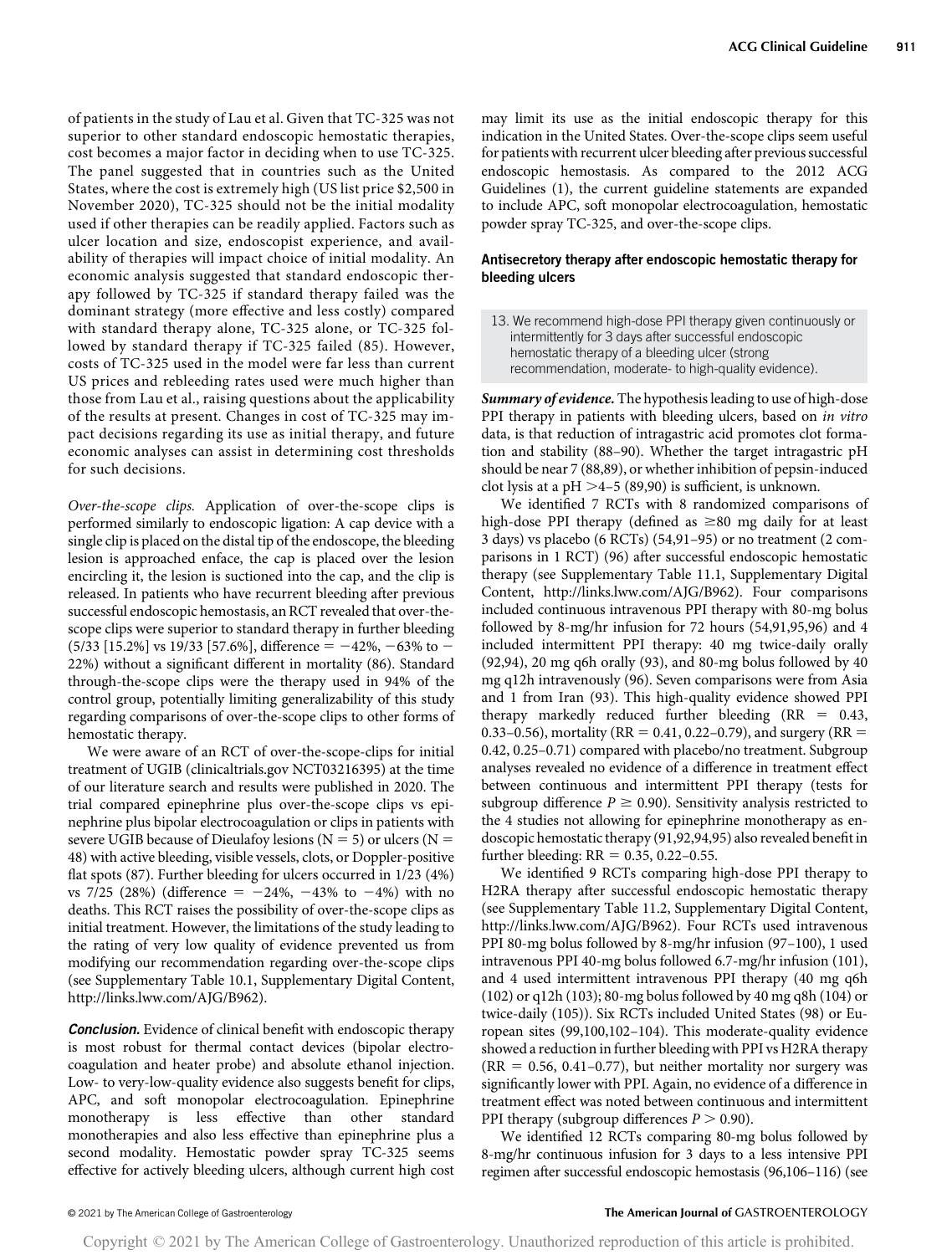of patients in the study of Lau et al. Given that TC-325 was not superior to other standard endoscopic hemostatic therapies, cost becomes a major factor in deciding when to use TC-325. The panel suggested that in countries such as the United States, where the cost is extremely high (US list price $2,500 in November 2020), TC-325 should not be the initial modality used if other therapies can be readily applied. Factors such as ulcer location and size, endoscopist experience, and availability of therapies will impact choice of initial modality. An economic analysis suggested that standard endoscopic therapy followed by TC-325 if standard therapy failed was the dominant strategy (more effective and less costly) compared with standard therapy alone, TC-325 alone, or TC-325 followed by standard therapy if TC-325 failed (85). However, costs of TC-325 used in the model were far less than current US prices and rebleeding rates used were much higher than those from Lau et al., raising questions about the applicability of the results at present. Changes in cost of TC-325 may impact decisions regarding its use as initial therapy, and future economic analyses can assist in determining cost thresholds for such decisions.

*Over-the-scope clips.* Application of over-the-scope clips is performed similarly to endoscopic ligation: A cap device with a single clip is placed on the distal tip of the endoscope, the bleeding lesion is approached enface, the cap is placed over the lesion encircling it, the lesion is suctioned into the cap, and the clip is released. In patients who have recurrent bleeding after previous successful endoscopic hemostasis, an RCT revealed that over-the-scope clips were superior to standard therapy in further bleeding (5/33 [15.2%] vs 19/33 [57.6%], difference = −42%, −63% to −22%) without a significant different in mortality (86). Standard through-the-scope clips were the therapy used in 94% of the control group, potentially limiting generalizability of this study regarding comparisons of over-the-scope clips to other forms of hemostatic therapy.

We were aware of an RCT of over-the-scope-clips for initial treatment of UGIB (clinicaltrials.gov NCT03216395) at the time of our literature search and results were published in 2020. The trial compared epinephrine plus over-the-scope clips vs epinephrine plus bipolar electrocoagulation or clips in patients with severe UGIB because of Dieulafoy lesions (N = 5) or ulcers (N = 48) with active bleeding, visible vessels, clots, or Doppler-positive flat spots (87). Further bleeding for ulcers occurred in 1/23 (4%) vs 7/25 (28%) (difference = −24%, −43% to −4%) with no deaths. This RCT raises the possibility of over-the-scope clips as initial treatment. However, the limitations of the study leading to the rating of very low quality of evidence prevented us from modifying our recommendation regarding over-the-scope clips (see Supplementary Table 10.1, Supplementary Digital Content, http://links.lww.com/AJG/B962).

***Conclusion.*** Evidence of clinical benefit with endoscopic therapy is most robust for thermal contact devices (bipolar electrocoagulation and heater probe) and absolute ethanol injection. Low- to very-low-quality evidence also suggests benefit for clips, APC, and soft monopolar electrocoagulation. Epinephrine monotherapy is less effective than other standard monotherapies and also less effective than epinephrine plus a second modality. Hemostatic powder spray TC-325 seems effective for actively bleeding ulcers, although current high cost may limit its use as the initial endoscopic therapy for this indication in the United States. Over-the-scope clips seem useful for patients with recurrent ulcer bleeding after previous successful endoscopic hemostasis. As compared to the 2012 ACG Guidelines (1), the current guideline statements are expanded to include APC, soft monopolar electrocoagulation, hemostatic powder spray TC-325, and over-the-scope clips.

### Antisecretory therapy after endoscopic hemostatic therapy for bleeding ulcers

13. We recommend high-dose PPI therapy given continuously or intermittently for 3 days after successful endoscopic hemostatic therapy of a bleeding ulcer (strong recommendation, moderate- to high-quality evidence).

***Summary of evidence.*** The hypothesis leading to use of high-dose PPI therapy in patients with bleeding ulcers, based on *in vitro* data, is that reduction of intragastric acid promotes clot formation and stability (88–90). Whether the target intragastric pH should be near 7 (88,89), or whether inhibition of pepsin-induced clot lysis at a pH >4–5 (89,90) is sufficient, is unknown.

We identified 7 RCTs with 8 randomized comparisons of high-dose PPI therapy (defined as ≥80 mg daily for at least 3 days) vs placebo (6 RCTs) (54,91–95) or no treatment (2 comparisons in 1 RCT) (96) after successful endoscopic hemostatic therapy (see Supplementary Table 11.1, Supplementary Digital Content, http://links.lww.com/AJG/B962). Four comparisons included continuous intravenous PPI therapy with 80-mg bolus followed by 8-mg/hr infusion for 72 hours (54,91,95,96) and 4 included intermittent PPI therapy: 40 mg twice-daily orally (92,94), 20 mg q6h orally (93), and 80-mg bolus followed by 40 mg q12h intravenously (96). Seven comparisons were from Asia and 1 from Iran (93). This high-quality evidence showed PPI therapy markedly reduced further bleeding (RR = 0.43, 0.33–0.56), mortality (RR = 0.41, 0.22–0.79), and surgery (RR = 0.42, 0.25–0.71) compared with placebo/no treatment. Subgroup analyses revealed no evidence of a difference in treatment effect between continuous and intermittent PPI therapy (tests for subgroup difference $P \geq 0.90$). Sensitivity analysis restricted to the 4 studies not allowing for epinephrine monotherapy as endoscopic hemostatic therapy (91,92,94,95) also revealed benefit in further bleeding: RR = 0.35, 0.22–0.55.

We identified 9 RCTs comparing high-dose PPI therapy to H2RA therapy after successful endoscopic hemostatic therapy (see Supplementary Table 11.2, Supplementary Digital Content, http://links.lww.com/AJG/B962). Four RCTs used intravenous PPI 80-mg bolus followed by 8-mg/hr infusion (97–100), 1 used intravenous PPI 40-mg bolus followed 6.7-mg/hr infusion (101), and 4 used intermittent intravenous PPI therapy (40 mg q6h (102) or q12h (103); 80-mg bolus followed by 40 mg q8h (104) or twice-daily (105)). Six RCTs included United States (98) or European sites (99,100,102–104). This moderate-quality evidence showed a reduction in further bleeding with PPI vs H2RA therapy (RR = 0.56, 0.41–0.77), but neither mortality nor surgery was significantly lower with PPI. Again, no evidence of a difference in treatment effect was noted between continuous and intermittent PPI therapy (subgroup differences $P > 0.90$).

We identified 12 RCTs comparing 80-mg bolus followed by 8-mg/hr continuous infusion for 3 days to a less intensive PPI regimen after successful endoscopic hemostasis (96,106–116) (see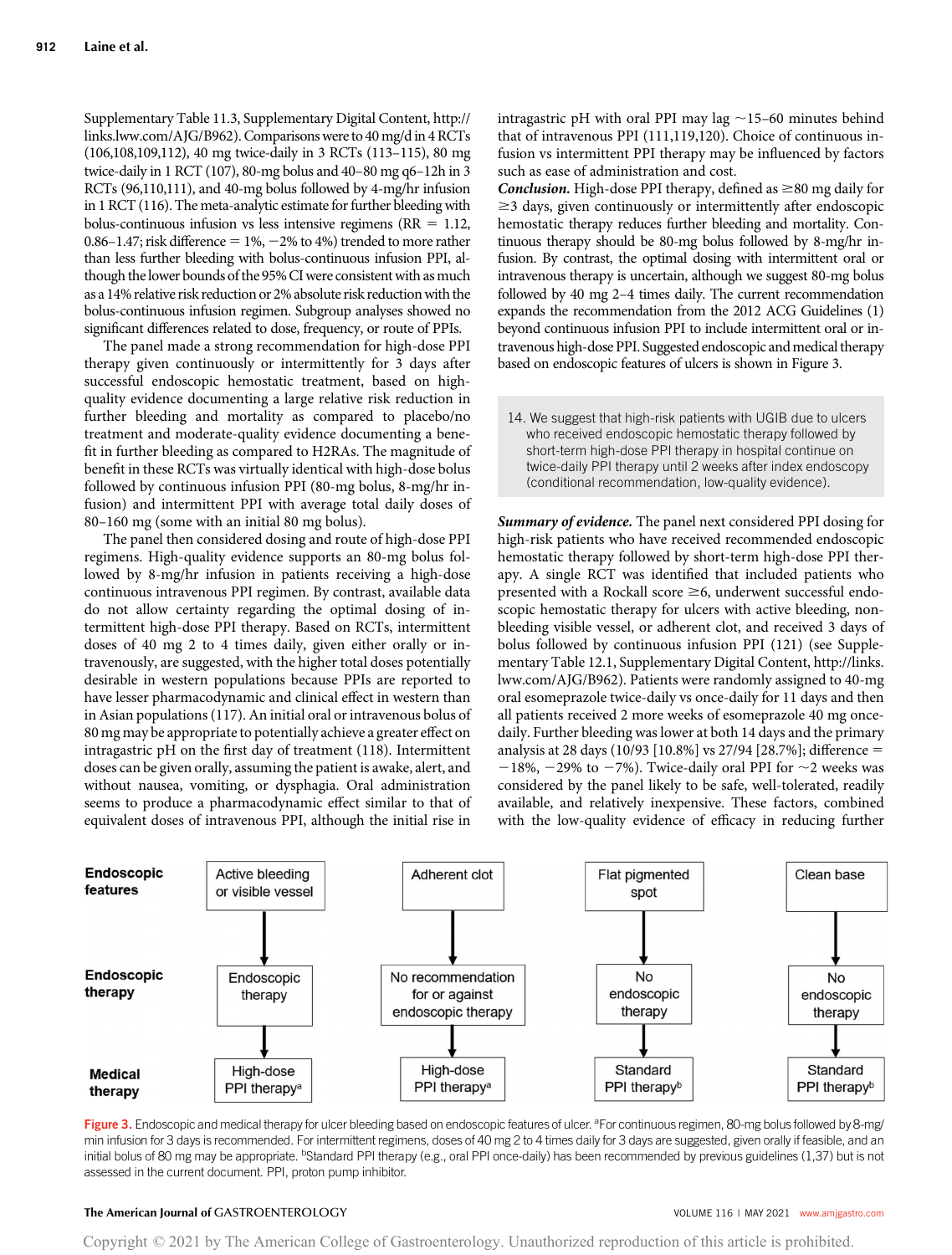Supplementary Table 11.3, Supplementary Digital Content, http://links.lww.com/AJG/B962). Comparisons were to 40 mg/d in 4 RCTs (106,108,109,112), 40 mg twice-daily in 3 RCTs (113–115), 80 mg twice-daily in 1 RCT (107), 80-mg bolus and 40–80 mg q6–12h in 3 RCTs (96,110,111), and 40-mg bolus followed by 4-mg/hr infusion in 1 RCT (116). The meta-analytic estimate for further bleeding with bolus-continuous infusion vs less intensive regimens (RR = 1.12, 0.86–1.47; risk difference = 1%, −2% to 4%) trended to more rather than less further bleeding with bolus-continuous infusion PPI, although the lower bounds of the 95% CI were consistent with as much as a 14% relative risk reduction or 2% absolute risk reduction with the bolus-continuous infusion regimen. Subgroup analyses showed no significant differences related to dose, frequency, or route of PPIs.

The panel made a strong recommendation for high-dose PPI therapy given continuously or intermittently for 3 days after successful endoscopic hemostatic treatment, based on high-quality evidence documenting a large relative risk reduction in further bleeding and mortality as compared to placebo/no treatment and moderate-quality evidence documenting a benefit in further bleeding as compared to H2RAs. The magnitude of benefit in these RCTs was virtually identical with high-dose bolus followed by continuous infusion PPI (80-mg bolus, 8-mg/hr infusion) and intermittent PPI with average total daily doses of 80–160 mg (some with an initial 80 mg bolus).

The panel then considered dosing and route of high-dose PPI regimens. High-quality evidence supports an 80-mg bolus followed by 8-mg/hr infusion in patients receiving a high-dose continuous intravenous PPI regimen. By contrast, available data do not allow certainty regarding the optimal dosing of intermittent high-dose PPI therapy. Based on RCTs, intermittent doses of 40 mg 2 to 4 times daily, given either orally or intravenously, are suggested, with the higher total doses potentially desirable in western populations because PPIs are reported to have lesser pharmacodynamic and clinical effect in western than in Asian populations (117). An initial oral or intravenous bolus of 80 mg may be appropriate to potentially achieve a greater effect on intragastric pH on the first day of treatment (118). Intermittent doses can be given orally, assuming the patient is awake, alert, and without nausea, vomiting, or dysphagia. Oral administration seems to produce a pharmacodynamic effect similar to that of equivalent doses of intravenous PPI, although the initial rise in intragastric pH with oral PPI may lag ~15–60 minutes behind that of intravenous PPI (111,119,120). Choice of continuous infusion vs intermittent PPI therapy may be influenced by factors such as ease of administration and cost.

***Conclusion.*** High-dose PPI therapy, defined as ≥80 mg daily for ≥3 days, given continuously or intermittently after endoscopic hemostatic therapy reduces further bleeding and mortality. Continuous therapy should be 80-mg bolus followed by 8-mg/hr infusion. By contrast, the optimal dosing with intermittent oral or intravenous therapy is uncertain, although we suggest 80-mg bolus followed by 40 mg 2–4 times daily. The current recommendation expands the recommendation from the 2012 ACG Guidelines (1) beyond continuous infusion PPI to include intermittent oral or intravenous high-dose PPI. Suggested endoscopic and medical therapy based on endoscopic features of ulcers is shown in Figure 3.

> 14. We suggest that high-risk patients with UGIB due to ulcers who received endoscopic hemostatic therapy followed by short-term high-dose PPI therapy in hospital continue on twice-daily PPI therapy until 2 weeks after index endoscopy (conditional recommendation, low-quality evidence).

***Summary of evidence.*** The panel next considered PPI dosing for high-risk patients who have received recommended endoscopic hemostatic therapy followed by short-term high-dose PPI therapy. A single RCT was identified that included patients who presented with a Rockall score ≥6, underwent successful endoscopic hemostatic therapy for ulcers with active bleeding, nonbleeding visible vessel, or adherent clot, and received 3 days of bolus followed by continuous infusion PPI (121) (see Supplementary Table 12.1, Supplementary Digital Content, http://links.lww.com/AJG/B962). Patients were randomly assigned to 40-mg oral esomeprazole twice-daily vs once-daily for 11 days and then all patients received 2 more weeks of esomeprazole 40 mg once-daily. Further bleeding was lower at both 14 days and the primary analysis at 28 days (10/93 [10.8%] vs 27/94 [28.7%]; difference = −18%, −29% to −7%). Twice-daily oral PPI for ~2 weeks was considered by the panel likely to be safe, well-tolerated, readily available, and relatively inexpensive. These factors, combined with the low-quality evidence of efficacy in reducing further

Endoscopic features
Active bleeding or visible vessel → Endoscopic therapy → High-dose PPI therapy[a]
Adherent clot → No recommendation for or against endoscopic therapy → High-dose PPI therapy[a]
Flat pigmented spot → No endoscopic therapy → Standard PPI therapy[b]
Clean base → No endoscopic therapy → Standard PPI therapy[b]
Endoscopic therapy
Medical therapy

Figure 3. Endoscopic and medical therapy for ulcer bleeding based on endoscopic features of ulcer. [a]For continuous regimen, 80-mg bolus followed by 8-mg/min infusion for 3 days is recommended. For intermittent regimens, doses of 40 mg 2 to 4 times daily for 3 days are suggested, given orally if feasible, and an initial bolus of 80 mg may be appropriate. [b]Standard PPI therapy (e.g., oral PPI once-daily) has been recommended by previous guidelines (1,37) but is not assessed in the current document. PPI, proton pump inhibitor.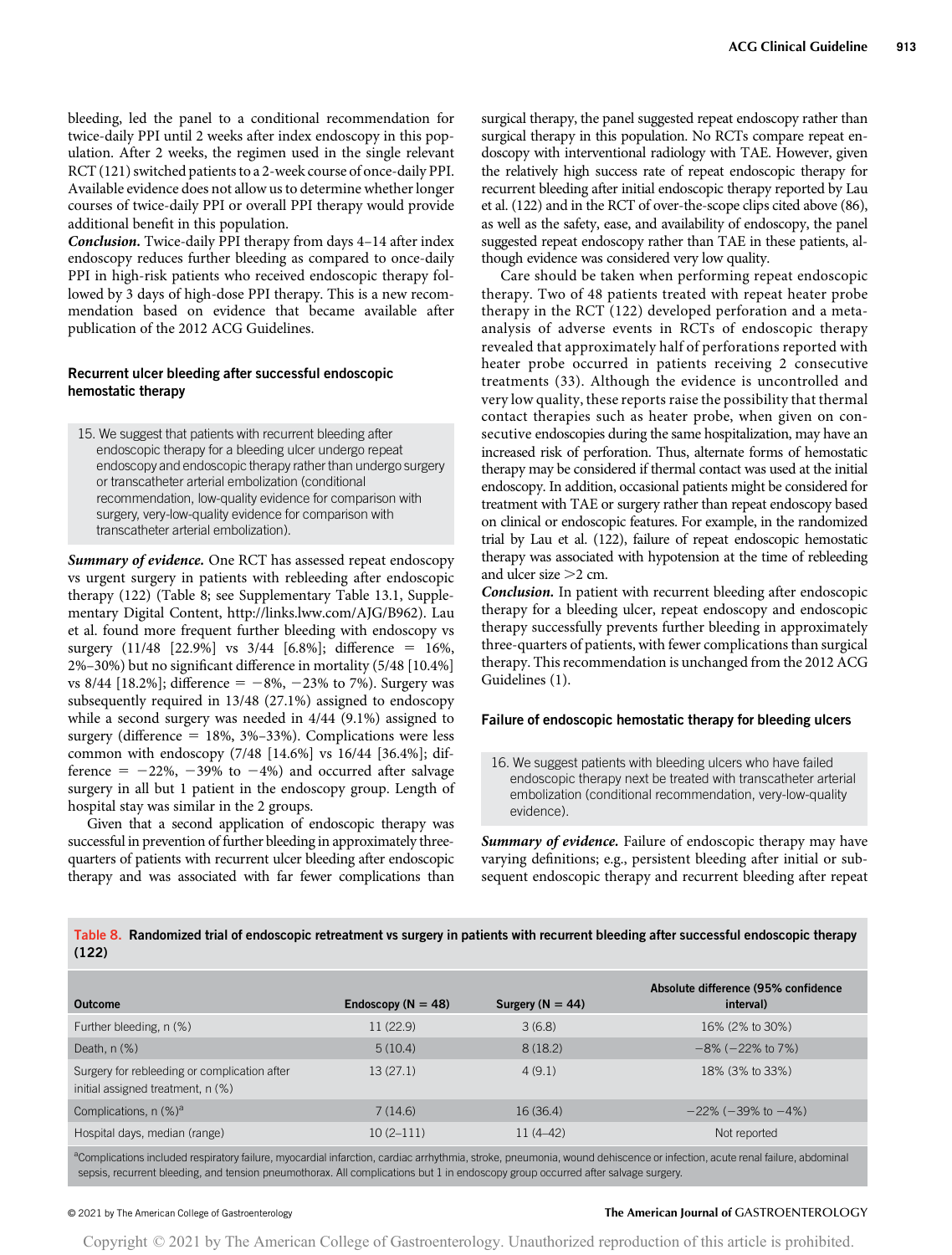bleeding, led the panel to a conditional recommendation for twice-daily PPI until 2 weeks after index endoscopy in this population. After 2 weeks, the regimen used in the single relevant RCT (121) switched patients to a 2-week course of once-daily PPI. Available evidence does not allow us to determine whether longer courses of twice-daily PPI or overall PPI therapy would provide additional benefit in this population.

***Conclusion.*** Twice-daily PPI therapy from days 4–14 after index endoscopy reduces further bleeding as compared to once-daily PPI in high-risk patients who received endoscopic therapy followed by 3 days of high-dose PPI therapy. This is a new recommendation based on evidence that became available after publication of the 2012 ACG Guidelines.

### Recurrent ulcer bleeding after successful endoscopic hemostatic therapy

15. We suggest that patients with recurrent bleeding after endoscopic therapy for a bleeding ulcer undergo repeat endoscopy and endoscopic therapy rather than undergo surgery or transcatheter arterial embolization (conditional recommendation, low-quality evidence for comparison with surgery, very-low-quality evidence for comparison with transcatheter arterial embolization).

***Summary of evidence.*** One RCT has assessed repeat endoscopy vs urgent surgery in patients with rebleeding after endoscopic therapy (122) (Table 8; see Supplementary Table 13.1, Supplementary Digital Content, http://links.lww.com/AJG/B962). Lau et al. found more frequent further bleeding with endoscopy vs surgery (11/48 [22.9%] vs 3/44 [6.8%]; difference = 16%, 2%–30%) but no significant difference in mortality (5/48 [10.4%] vs 8/44 [18.2%]; difference = −8%, −23% to 7%). Surgery was subsequently required in 13/48 (27.1%) assigned to endoscopy while a second surgery was needed in 4/44 (9.1%) assigned to surgery (difference = 18%, 3%–33%). Complications were less common with endoscopy (7/48 [14.6%] vs 16/44 [36.4%]; difference = −22%, −39% to −4%) and occurred after salvage surgery in all but 1 patient in the endoscopy group. Length of hospital stay was similar in the 2 groups.

Given that a second application of endoscopic therapy was successful in prevention of further bleeding in approximately three-quarters of patients with recurrent ulcer bleeding after endoscopic therapy and was associated with far fewer complications than surgical therapy, the panel suggested repeat endoscopy rather than surgical therapy in this population. No RCTs compare repeat endoscopy with interventional radiology with TAE. However, given the relatively high success rate of repeat endoscopic therapy for recurrent bleeding after initial endoscopic therapy reported by Lau et al. (122) and in the RCT of over-the-scope clips cited above (86), as well as the safety, ease, and availability of endoscopy, the panel suggested repeat endoscopy rather than TAE in these patients, although evidence was considered very low quality.

Care should be taken when performing repeat endoscopic therapy. Two of 48 patients treated with repeat heater probe therapy in the RCT (122) developed perforation and a meta-analysis of adverse events in RCTs of endoscopic therapy revealed that approximately half of perforations reported with heater probe occurred in patients receiving 2 consecutive treatments (33). Although the evidence is uncontrolled and very low quality, these reports raise the possibility that thermal contact therapies such as heater probe, when given on consecutive endoscopies during the same hospitalization, may have an increased risk of perforation. Thus, alternate forms of hemostatic therapy may be considered if thermal contact was used at the initial endoscopy. In addition, occasional patients might be considered for treatment with TAE or surgery rather than repeat endoscopy based on clinical or endoscopic features. For example, in the randomized trial by Lau et al. (122), failure of repeat endoscopic hemostatic therapy was associated with hypotension at the time of rebleeding and ulcer size >2 cm.

***Conclusion.*** In patient with recurrent bleeding after endoscopic therapy for a bleeding ulcer, repeat endoscopy and endoscopic therapy successfully prevents further bleeding in approximately three-quarters of patients, with fewer complications than surgical therapy. This recommendation is unchanged from the 2012 ACG Guidelines (1).

### Failure of endoscopic hemostatic therapy for bleeding ulcers

16. We suggest patients with bleeding ulcers who have failed endoscopic therapy next be treated with transcatheter arterial embolization (conditional recommendation, very-low-quality evidence).

***Summary of evidence.*** Failure of endoscopic therapy may have varying definitions; e.g., persistent bleeding after initial or subsequent endoscopic therapy and recurrent bleeding after repeat

**Table 8. Randomized trial of endoscopic retreatment vs surgery in patients with recurrent bleeding after successful endoscopic therapy (122)**

| Outcome | Endoscopy (N = 48) | Surgery (N = 44) | Absolute difference (95% confidence interval) |
|---|---|---|---|
| Further bleeding, n (%) | 11 (22.9) | 3 (6.8) | 16% (2% to 30%) |
| Death, n (%) | 5 (10.4) | 8 (18.2) | −8% (−22% to 7%) |
| Surgery for rebleeding or complication after initial assigned treatment, n (%) | 13 (27.1) | 4 (9.1) | 18% (3% to 33%) |
| Complications, n (%)[a] | 7 (14.6) | 16 (36.4) | −22% (−39% to −4%) |
| Hospital days, median (range) | 10 (2–111) | 11 (4–42) | Not reported |

[a]Complications included respiratory failure, myocardial infarction, cardiac arrhythmia, stroke, pneumonia, wound dehiscence or infection, acute renal failure, abdominal sepsis, recurrent bleeding, and tension pneumothorax. All complications but 1 in endoscopy group occurred after salvage surgery.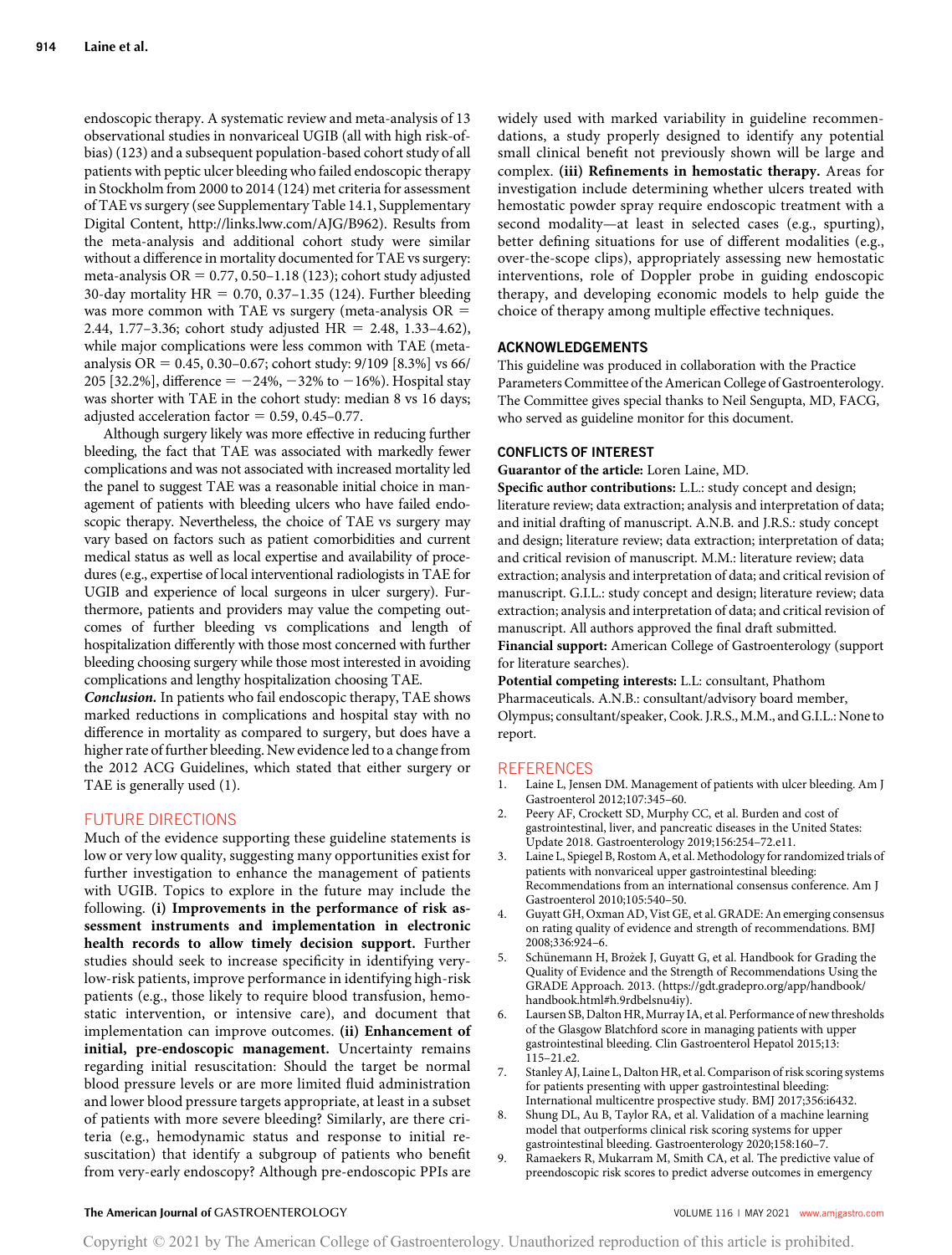endoscopic therapy. A systematic review and meta-analysis of 13 observational studies in nonvariceal UGIB (all with high risk-of-bias) (123) and a subsequent population-based cohort study of all patients with peptic ulcer bleeding who failed endoscopic therapy in Stockholm from 2000 to 2014 (124) met criteria for assessment of TAE vs surgery (see Supplementary Table 14.1, Supplementary Digital Content, http://links.lww.com/AJG/B962). Results from the meta-analysis and additional cohort study were similar without a difference in mortality documented for TAE vs surgery: meta-analysis OR = 0.77, 0.50–1.18 (123); cohort study adjusted 30-day mortality HR = 0.70, 0.37–1.35 (124). Further bleeding was more common with TAE vs surgery (meta-analysis OR = 2.44, 1.77–3.36; cohort study adjusted HR = 2.48, 1.33–4.62), while major complications were less common with TAE (meta-analysis OR = 0.45, 0.30–0.67; cohort study: 9/109 [8.3%] vs 66/205 [32.2%], difference = −24%, −32% to −16%). Hospital stay was shorter with TAE in the cohort study: median 8 vs 16 days; adjusted acceleration factor = 0.59, 0.45–0.77.

Although surgery likely was more effective in reducing further bleeding, the fact that TAE was associated with markedly fewer complications and was not associated with increased mortality led the panel to suggest TAE was a reasonable initial choice in management of patients with bleeding ulcers who have failed endoscopic therapy. Nevertheless, the choice of TAE vs surgery may vary based on factors such as patient comorbidities and current medical status as well as local expertise and availability of procedures (e.g., expertise of local interventional radiologists in TAE for UGIB and experience of local surgeons in ulcer surgery). Furthermore, patients and providers may value the competing outcomes of further bleeding vs complications and length of hospitalization differently with those most concerned with further bleeding choosing surgery while those most interested in avoiding complications and lengthy hospitalization choosing TAE.

***Conclusion.*** In patients who fail endoscopic therapy, TAE shows marked reductions in complications and hospital stay with no difference in mortality as compared to surgery, but does have a higher rate of further bleeding. New evidence led to a change from the 2012 ACG Guidelines, which stated that either surgery or TAE is generally used (1).

## FUTURE DIRECTIONS

Much of the evidence supporting these guideline statements is low or very low quality, suggesting many opportunities exist for further investigation to enhance the management of patients with UGIB. Topics to explore in the future may include the following. **(i) Improvements in the performance of risk assessment instruments and implementation in electronic health records to allow timely decision support.** Further studies should seek to increase specificity in identifying very-low-risk patients, improve performance in identifying high-risk patients (e.g., those likely to require blood transfusion, hemostatic intervention, or intensive care), and document that implementation can improve outcomes. **(ii) Enhancement of initial, pre-endoscopic management.** Uncertainty remains regarding initial resuscitation: Should the target be normal blood pressure levels or are more limited fluid administration and lower blood pressure targets appropriate, at least in a subset of patients with more severe bleeding? Similarly, are there criteria (e.g., hemodynamic status and response to initial resuscitation) that identify a subgroup of patients who benefit from very-early endoscopy? Although pre-endoscopic PPIs are widely used with marked variability in guideline recommendations, a study properly designed to identify any potential small clinical benefit not previously shown will be large and complex. **(iii) Refinements in hemostatic therapy.** Areas for investigation include determining whether ulcers treated with hemostatic powder spray require endoscopic treatment with a second modality—at least in selected cases (e.g., spurting), better defining situations for use of different modalities (e.g., over-the-scope clips), appropriately assessing new hemostatic interventions, role of Doppler probe in guiding endoscopic therapy, and developing economic models to help guide the choice of therapy among multiple effective techniques.

### ACKNOWLEDGEMENTS

This guideline was produced in collaboration with the Practice Parameters Committee of the American College of Gastroenterology. The Committee gives special thanks to Neil Sengupta, MD, FACG, who served as guideline monitor for this document.

### CONFLICTS OF INTEREST

**Guarantor of the article:** Loren Laine, MD.

**Specific author contributions:** L.L.: study concept and design; literature review; data extraction; analysis and interpretation of data; and initial drafting of manuscript. A.N.B. and J.R.S.: study concept and design; literature review; data extraction; interpretation of data; and critical revision of manuscript. M.M.: literature review; data extraction; analysis and interpretation of data; and critical revision of manuscript. G.I.L.: study concept and design; literature review; data extraction; analysis and interpretation of data; and critical revision of manuscript. All authors approved the final draft submitted.

**Financial support:** American College of Gastroenterology (support for literature searches).

**Potential competing interests:** L.L: consultant, Phathom Pharmaceuticals. A.N.B.: consultant/advisory board member, Olympus; consultant/speaker, Cook. J.R.S., M.M., and G.I.L.: None to report.

## REFERENCES

1. Laine L, Jensen DM. Management of patients with ulcer bleeding. Am J Gastroenterol 2012;107:345–60.
2. Peery AF, Crockett SD, Murphy CC, et al. Burden and cost of gastrointestinal, liver, and pancreatic diseases in the United States: Update 2018. Gastroenterology 2019;156:254–72.e11.
3. Laine L, Spiegel B, Rostom A, et al. Methodology for randomized trials of patients with nonvariceal upper gastrointestinal bleeding: Recommendations from an international consensus conference. Am J Gastroenterol 2010;105:540–50.
4. Guyatt GH, Oxman AD, Vist GE, et al. GRADE: An emerging consensus on rating quality of evidence and strength of recommendations. BMJ 2008;336:924–6.
5. Schünemann H, Brożek J, Guyatt G, et al. Handbook for Grading the Quality of Evidence and the Strength of Recommendations Using the GRADE Approach. 2013. (https://gdt.gradepro.org/app/handbook/handbook.html#h.9rdbelsnu4iy).
6. Laursen SB, Dalton HR, Murray IA, et al. Performance of new thresholds of the Glasgow Blatchford score in managing patients with upper gastrointestinal bleeding. Clin Gastroenterol Hepatol 2015;13:115–21.e2.
7. Stanley AJ, Laine L, Dalton HR, et al. Comparison of risk scoring systems for patients presenting with upper gastrointestinal bleeding: International multicentre prospective study. BMJ 2017;356:i6432.
8. Shung DL, Au B, Taylor RA, et al. Validation of a machine learning model that outperforms clinical risk scoring systems for upper gastrointestinal bleeding. Gastroenterology 2020;158:160–7.
9. Ramaekers R, Mukarram M, Smith CA, et al. The predictive value of preendoscopic risk scores to predict adverse outcomes in emergency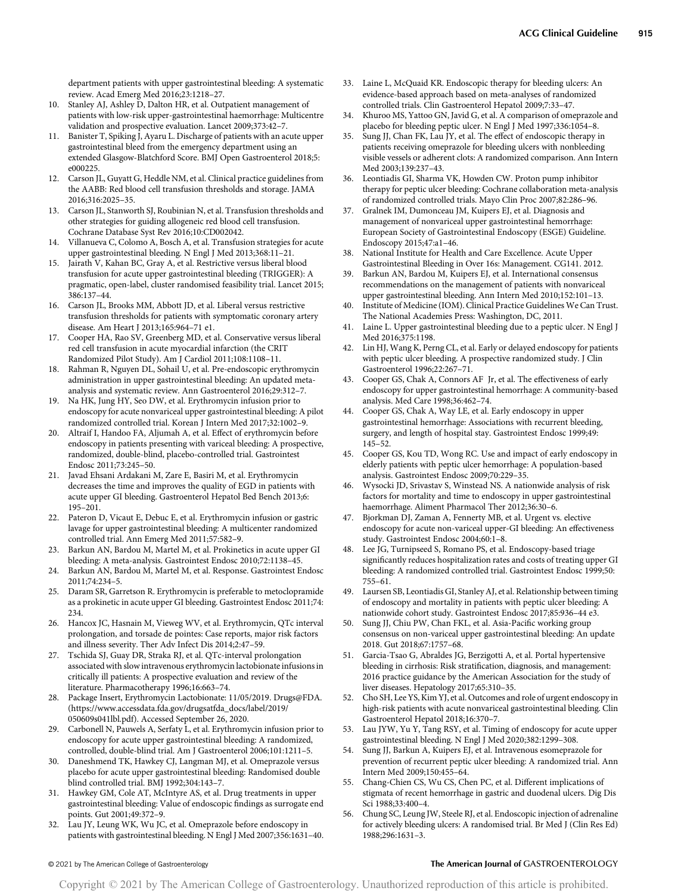department patients with upper gastrointestinal bleeding: A systematic review. Acad Emerg Med 2016;23:1218–27.

10. Stanley AJ, Ashley D, Dalton HR, et al. Outpatient management of patients with low-risk upper-gastrointestinal haemorrhage: Multicentre validation and prospective evaluation. Lancet 2009;373:42–7.
11. Banister T, Spiking J, Ayaru L. Discharge of patients with an acute upper gastrointestinal bleed from the emergency department using an extended Glasgow-Blatchford Score. BMJ Open Gastroenterol 2018;5: e000225.
12. Carson JL, Guyatt G, Heddle NM, et al. Clinical practice guidelines from the AABB: Red blood cell transfusion thresholds and storage. JAMA 2016;316:2025–35.
13. Carson JL, Stanworth SJ, Roubinian N, et al. Transfusion thresholds and other strategies for guiding allogeneic red blood cell transfusion. Cochrane Database Syst Rev 2016;10:CD002042.
14. Villanueva C, Colomo A, Bosch A, et al. Transfusion strategies for acute upper gastrointestinal bleeding. N Engl J Med 2013;368:11–21.
15. Jairath V, Kahan BC, Gray A, et al. Restrictive versus liberal blood transfusion for acute upper gastrointestinal bleeding (TRIGGER): A pragmatic, open-label, cluster randomised feasibility trial. Lancet 2015; 386:137–44.
16. Carson JL, Brooks MM, Abbott JD, et al. Liberal versus restrictive transfusion thresholds for patients with symptomatic coronary artery disease. Am Heart J 2013;165:964–71 e1.
17. Cooper HA, Rao SV, Greenberg MD, et al. Conservative versus liberal red cell transfusion in acute myocardial infarction (the CRIT Randomized Pilot Study). Am J Cardiol 2011;108:1108–11.
18. Rahman R, Nguyen DL, Sohail U, et al. Pre-endoscopic erythromycin administration in upper gastrointestinal bleeding: An updated meta-analysis and systematic review. Ann Gastroenterol 2016;29:312–7.
19. Na HK, Jung HY, Seo DW, et al. Erythromycin infusion prior to endoscopy for acute nonvariceal upper gastrointestinal bleeding: A pilot randomized controlled trial. Korean J Intern Med 2017;32:1002–9.
20. Altraif I, Handoo FA, Aljumah A, et al. Effect of erythromycin before endoscopy in patients presenting with variceal bleeding: A prospective, randomized, double-blind, placebo-controlled trial. Gastrointest Endosc 2011;73:245–50.
21. Javad Ehsani Ardakani M, Zare E, Basiri M, et al. Erythromycin decreases the time and improves the quality of EGD in patients with acute upper GI bleeding. Gastroenterol Hepatol Bed Bench 2013;6: 195–201.
22. Pateron D, Vicaut E, Debuc E, et al. Erythromycin infusion or gastric lavage for upper gastrointestinal bleeding: A multicenter randomized controlled trial. Ann Emerg Med 2011;57:582–9.
23. Barkun AN, Bardou M, Martel M, et al. Prokinetics in acute upper GI bleeding: A meta-analysis. Gastrointest Endosc 2010;72:1138–45.
24. Barkun AN, Bardou M, Martel M, et al. Response. Gastrointest Endosc 2011;74:234–5.
25. Daram SR, Garretson R. Erythromycin is preferable to metoclopramide as a prokinetic in acute upper GI bleeding. Gastrointest Endosc 2011;74: 234.
26. Hancox JC, Hasnain M, Vieweg WV, et al. Erythromycin, QTc interval prolongation, and torsade de pointes: Case reports, major risk factors and illness severity. Ther Adv Infect Dis 2014;2:47–59.
27. Tschida SJ, Guay DR, Straka RJ, et al. QTc-interval prolongation associated with slow intravenous erythromycin lactobionate infusions in critically ill patients: A prospective evaluation and review of the literature. Pharmacotherapy 1996;16:663–74.
28. Package Insert, Erythromycin Lactobionate: 11/05/2019. Drugs@FDA. (https://www.accessdata.fda.gov/drugsatfda_docs/label/2019/050609s041lbl.pdf). Accessed September 26, 2020.
29. Carbonell N, Pauwels A, Serfaty L, et al. Erythromycin infusion prior to endoscopy for acute upper gastrointestinal bleeding: A randomized, controlled, double-blind trial. Am J Gastroenterol 2006;101:1211–5.
30. Daneshmend TK, Hawkey CJ, Langman MJ, et al. Omeprazole versus placebo for acute upper gastrointestinal bleeding: Randomised double blind controlled trial. BMJ 1992;304:143–7.
31. Hawkey GM, Cole AT, McIntyre AS, et al. Drug treatments in upper gastrointestinal bleeding: Value of endoscopic findings as surrogate end points. Gut 2001;49:372–9.
32. Lau JY, Leung WK, Wu JC, et al. Omeprazole before endoscopy in patients with gastrointestinal bleeding. N Engl J Med 2007;356:1631–40.
33. Laine L, McQuaid KR. Endoscopic therapy for bleeding ulcers: An evidence-based approach based on meta-analyses of randomized controlled trials. Clin Gastroenterol Hepatol 2009;7:33–47.
34. Khuroo MS, Yattoo GN, Javid G, et al. A comparison of omeprazole and placebo for bleeding peptic ulcer. N Engl J Med 1997;336:1054–8.
35. Sung JJ, Chan FK, Lau JY, et al. The effect of endoscopic therapy in patients receiving omeprazole for bleeding ulcers with nonbleeding visible vessels or adherent clots: A randomized comparison. Ann Intern Med 2003;139:237–43.
36. Leontiadis GI, Sharma VK, Howden CW. Proton pump inhibitor therapy for peptic ulcer bleeding: Cochrane collaboration meta-analysis of randomized controlled trials. Mayo Clin Proc 2007;82:286–96.
37. Gralnek IM, Dumonceau JM, Kuipers EJ, et al. Diagnosis and management of nonvariceal upper gastrointestinal hemorrhage: European Society of Gastrointestinal Endoscopy (ESGE) Guideline. Endoscopy 2015;47:a1–46.
38. National Institute for Health and Care Excellence. Acute Upper Gastrointestinal Bleeding in Over 16s: Management. CG141. 2012.
39. Barkun AN, Bardou M, Kuipers EJ, et al. International consensus recommendations on the management of patients with nonvariceal upper gastrointestinal bleeding. Ann Intern Med 2010;152:101–13.
40. Institute of Medicine (IOM). Clinical Practice Guidelines We Can Trust. The National Academies Press: Washington, DC, 2011.
41. Laine L. Upper gastrointestinal bleeding due to a peptic ulcer. N Engl J Med 2016;375:1198.
42. Lin HJ, Wang K, Perng CL, et al. Early or delayed endoscopy for patients with peptic ulcer bleeding. A prospective randomized study. J Clin Gastroenterol 1996;22:267–71.
43. Cooper GS, Chak A, Connors AF Jr, et al. The effectiveness of early endoscopy for upper gastrointestinal hemorrhage: A community-based analysis. Med Care 1998;36:462–74.
44. Cooper GS, Chak A, Way LE, et al. Early endoscopy in upper gastrointestinal hemorrhage: Associations with recurrent bleeding, surgery, and length of hospital stay. Gastrointest Endosc 1999;49: 145–52.
45. Cooper GS, Kou TD, Wong RC. Use and impact of early endoscopy in elderly patients with peptic ulcer hemorrhage: A population-based analysis. Gastrointest Endosc 2009;70:229–35.
46. Wysocki JD, Srivastav S, Winstead NS. A nationwide analysis of risk factors for mortality and time to endoscopy in upper gastrointestinal haemorrhage. Aliment Pharmacol Ther 2012;36:30–6.
47. Bjorkman DJ, Zaman A, Fennerty MB, et al. Urgent vs. elective endoscopy for acute non-variceal upper-GI bleeding: An effectiveness study. Gastrointest Endosc 2004;60:1–8.
48. Lee JG, Turnipseed S, Romano PS, et al. Endoscopy-based triage significantly reduces hospitalization rates and costs of treating upper GI bleeding: A randomized controlled trial. Gastrointest Endosc 1999;50: 755–61.
49. Laursen SB, Leontiadis GI, Stanley AJ, et al. Relationship between timing of endoscopy and mortality in patients with peptic ulcer bleeding: A nationwide cohort study. Gastrointest Endosc 2017;85:936–44 e3.
50. Sung JJ, Chiu PW, Chan FKL, et al. Asia-Pacific working group consensus on non-variceal upper gastrointestinal bleeding: An update 2018. Gut 2018;67:1757–68.
51. Garcia-Tsao G, Abraldes JG, Berzigotti A, et al. Portal hypertensive bleeding in cirrhosis: Risk stratification, diagnosis, and management: 2016 practice guidance by the American Association for the study of liver diseases. Hepatology 2017;65:310–35.
52. Cho SH, Lee YS, Kim YJ, et al. Outcomes and role of urgent endoscopy in high-risk patients with acute nonvariceal gastrointestinal bleeding. Clin Gastroenterol Hepatol 2018;16:370–7.
53. Lau JYW, Yu Y, Tang RSY, et al. Timing of endoscopy for acute upper gastrointestinal bleeding. N Engl J Med 2020;382:1299–308.
54. Sung JJ, Barkun A, Kuipers EJ, et al. Intravenous esomeprazole for prevention of recurrent peptic ulcer bleeding: A randomized trial. Ann Intern Med 2009;150:455–64.
55. Chang-Chien CS, Wu CS, Chen PC, et al. Different implications of stigmata of recent hemorrhage in gastric and duodenal ulcers. Dig Dis Sci 1988;33:400–4.
56. Chung SC, Leung JW, Steele RJ, et al. Endoscopic injection of adrenaline for actively bleeding ulcers: A randomised trial. Br Med J (Clin Res Ed) 1988;296:1631–3.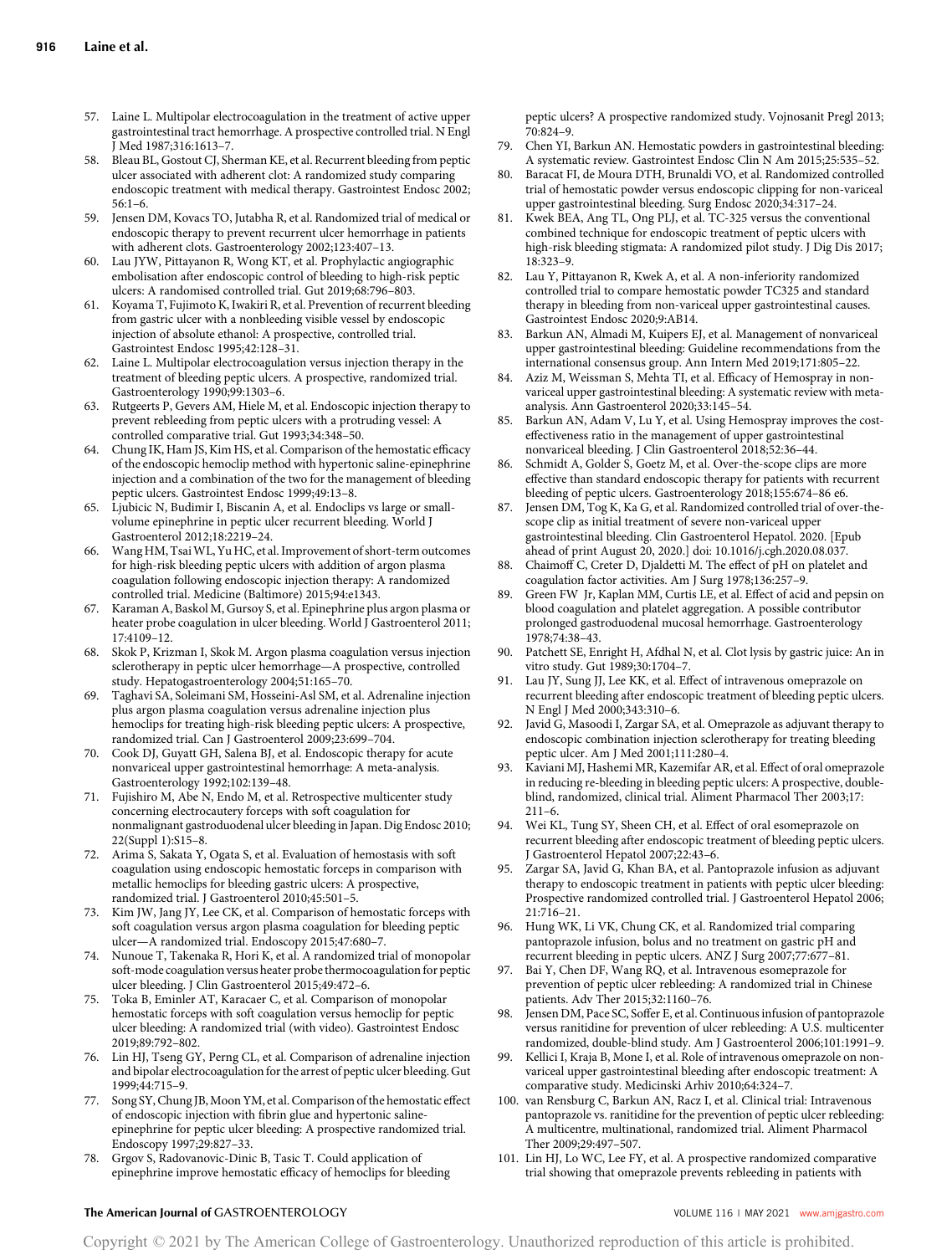57. Laine L. Multipolar electrocoagulation in the treatment of active upper gastrointestinal tract hemorrhage. A prospective controlled trial. N Engl J Med 1987;316:1613–7.
58. Bleau BL, Gostout CJ, Sherman KE, et al. Recurrent bleeding from peptic ulcer associated with adherent clot: A randomized study comparing endoscopic treatment with medical therapy. Gastrointest Endosc 2002; 56:1–6.
59. Jensen DM, Kovacs TO, Jutabha R, et al. Randomized trial of medical or endoscopic therapy to prevent recurrent ulcer hemorrhage in patients with adherent clots. Gastroenterology 2002;123:407–13.
60. Lau JYW, Pittayanon R, Wong KT, et al. Prophylactic angiographic embolisation after endoscopic control of bleeding to high-risk peptic ulcers: A randomised controlled trial. Gut 2019;68:796–803.
61. Koyama T, Fujimoto K, Iwakiri R, et al. Prevention of recurrent bleeding from gastric ulcer with a nonbleeding visible vessel by endoscopic injection of absolute ethanol: A prospective, controlled trial. Gastrointest Endosc 1995;42:128–31.
62. Laine L. Multipolar electrocoagulation versus injection therapy in the treatment of bleeding peptic ulcers. A prospective, randomized trial. Gastroenterology 1990;99:1303–6.
63. Rutgeerts P, Gevers AM, Hiele M, et al. Endoscopic injection therapy to prevent rebleeding from peptic ulcers with a protruding vessel: A controlled comparative trial. Gut 1993;34:348–50.
64. Chung IK, Ham JS, Kim HS, et al. Comparison of the hemostatic efficacy of the endoscopic hemoclip method with hypertonic saline-epinephrine injection and a combination of the two for the management of bleeding peptic ulcers. Gastrointest Endosc 1999;49:13–8.
65. Ljubicic N, Budimir I, Biscanin A, et al. Endoclips vs large or small-volume epinephrine in peptic ulcer recurrent bleeding. World J Gastroenterol 2012;18:2219–24.
66. Wang HM, Tsai WL, Yu HC, et al. Improvement of short-term outcomes for high-risk bleeding peptic ulcers with addition of argon plasma coagulation following endoscopic injection therapy: A randomized controlled trial. Medicine (Baltimore) 2015;94:e1343.
67. Karaman A, Baskol M, Gursoy S, et al. Epinephrine plus argon plasma or heater probe coagulation in ulcer bleeding. World J Gastroenterol 2011; 17:4109–12.
68. Skok P, Krizman I, Skok M. Argon plasma coagulation versus injection sclerotherapy in peptic ulcer hemorrhage—A prospective, controlled study. Hepatogastroenterology 2004;51:165–70.
69. Taghavi SA, Soleimani SM, Hosseini-Asl SM, et al. Adrenaline injection plus argon plasma coagulation versus adrenaline injection plus hemoclips for treating high-risk bleeding peptic ulcers: A prospective, randomized trial. Can J Gastroenterol 2009;23:699–704.
70. Cook DJ, Guyatt GH, Salena BJ, et al. Endoscopic therapy for acute nonvariceal upper gastrointestinal hemorrhage: A meta-analysis. Gastroenterology 1992;102:139–48.
71. Fujishiro M, Abe N, Endo M, et al. Retrospective multicenter study concerning electrocautery forceps with soft coagulation for nonmalignant gastroduodenal ulcer bleeding in Japan. Dig Endosc 2010; 22(Suppl 1):S15–8.
72. Arima S, Sakata Y, Ogata S, et al. Evaluation of hemostasis with soft coagulation using endoscopic hemostatic forceps in comparison with metallic hemoclips for bleeding gastric ulcers: A prospective, randomized trial. J Gastroenterol 2010;45:501–5.
73. Kim JW, Jang JY, Lee CK, et al. Comparison of hemostatic forceps with soft coagulation versus argon plasma coagulation for bleeding peptic ulcer—A randomized trial. Endoscopy 2015;47:680–7.
74. Nunoue T, Takenaka R, Hori K, et al. A randomized trial of monopolar soft-mode coagulation versus heater probe thermocoagulation for peptic ulcer bleeding. J Clin Gastroenterol 2015;49:472–6.
75. Toka B, Eminler AT, Karacaer C, et al. Comparison of monopolar hemostatic forceps with soft coagulation versus hemoclip for peptic ulcer bleeding: A randomized trial (with video). Gastrointest Endosc 2019;89:792–802.
76. Lin HJ, Tseng GY, Perng CL, et al. Comparison of adrenaline injection and bipolar electrocoagulation for the arrest of peptic ulcer bleeding. Gut 1999;44:715–9.
77. Song SY, Chung JB, Moon YM, et al. Comparison of the hemostatic effect of endoscopic injection with fibrin glue and hypertonic saline-epinephrine for peptic ulcer bleeding: A prospective randomized trial. Endoscopy 1997;29:827–33.
78. Grgov S, Radovanovic-Dinic B, Tasic T. Could application of epinephrine improve hemostatic efficacy of hemoclips for bleeding peptic ulcers? A prospective randomized study. Vojnosanit Pregl 2013; 70:824–9.
79. Chen YI, Barkun AN. Hemostatic powders in gastrointestinal bleeding: A systematic review. Gastrointest Endosc Clin N Am 2015;25:535–52.
80. Baracat FI, de Moura DTH, Brunaldi VO, et al. Randomized controlled trial of hemostatic powder versus endoscopic clipping for non-variceal upper gastrointestinal bleeding. Surg Endosc 2020;34:317–24.
81. Kwek BEA, Ang TL, Ong PLJ, et al. TC-325 versus the conventional combined technique for endoscopic treatment of peptic ulcers with high-risk bleeding stigmata: A randomized pilot study. J Dig Dis 2017; 18:323–9.
82. Lau Y, Pittayanon R, Kwek A, et al. A non-inferiority randomized controlled trial to compare hemostatic powder TC325 and standard therapy in bleeding from non-variceal upper gastrointestinal causes. Gastrointest Endosc 2020;9:AB14.
83. Barkun AN, Almadi M, Kuipers EJ, et al. Management of nonvariceal upper gastrointestinal bleeding: Guideline recommendations from the international consensus group. Ann Intern Med 2019;171:805–22.
84. Aziz M, Weissman S, Mehta TI, et al. Efficacy of Hemospray in non-variceal upper gastrointestinal bleeding: A systematic review with meta-analysis. Ann Gastroenterol 2020;33:145–54.
85. Barkun AN, Adam V, Lu Y, et al. Using Hemospray improves the cost-effectiveness ratio in the management of upper gastrointestinal nonvariceal bleeding. J Clin Gastroenterol 2018;52:36–44.
86. Schmidt A, Golder S, Goetz M, et al. Over-the-scope clips are more effective than standard endoscopic therapy for patients with recurrent bleeding of peptic ulcers. Gastroenterology 2018;155:674–86 e6.
87. Jensen DM, Tog K, Ka G, et al. Randomized controlled trial of over-the-scope clip as initial treatment of severe non-variceal upper gastrointestinal bleeding. Clin Gastroenterol Hepatol. 2020. [Epub ahead of print August 20, 2020.] doi: 10.1016/j.cgh.2020.08.037.
88. Chaimoff C, Creter D, Djaldetti M. The effect of pH on platelet and coagulation factor activities. Am J Surg 1978;136:257–9.
89. Green FW Jr, Kaplan MM, Curtis LE, et al. Effect of acid and pepsin on blood coagulation and platelet aggregation. A possible contributor prolonged gastroduodenal mucosal hemorrhage. Gastroenterology 1978;74:38–43.
90. Patchett SE, Enright H, Afdhal N, et al. Clot lysis by gastric juice: An in vitro study. Gut 1989;30:1704–7.
91. Lau JY, Sung JJ, Lee KK, et al. Effect of intravenous omeprazole on recurrent bleeding after endoscopic treatment of bleeding peptic ulcers. N Engl J Med 2000;343:310–6.
92. Javid G, Masoodi I, Zargar SA, et al. Omeprazole as adjuvant therapy to endoscopic combination injection sclerotherapy for treating bleeding peptic ulcer. Am J Med 2001;111:280–4.
93. Kaviani MJ, Hashemi MR, Kazemifar AR, et al. Effect of oral omeprazole in reducing re-bleeding in bleeding peptic ulcers: A prospective, double-blind, randomized, clinical trial. Aliment Pharmacol Ther 2003;17: 211–6.
94. Wei KL, Tung SY, Sheen CH, et al. Effect of oral esomeprazole on recurrent bleeding after endoscopic treatment of bleeding peptic ulcers. J Gastroenterol Hepatol 2007;22:43–6.
95. Zargar SA, Javid G, Khan BA, et al. Pantoprazole infusion as adjuvant therapy to endoscopic treatment in patients with peptic ulcer bleeding: Prospective randomized controlled trial. J Gastroenterol Hepatol 2006; 21:716–21.
96. Hung WK, Li VK, Chung CK, et al. Randomized trial comparing pantoprazole infusion, bolus and no treatment on gastric pH and recurrent bleeding in peptic ulcers. ANZ J Surg 2007;77:677–81.
97. Bai Y, Chen DF, Wang RQ, et al. Intravenous esomeprazole for prevention of peptic ulcer rebleeding: A randomized trial in Chinese patients. Adv Ther 2015;32:1160–76.
98. Jensen DM, Pace SC, Soffer E, et al. Continuous infusion of pantoprazole versus ranitidine for prevention of ulcer rebleeding: A U.S. multicenter randomized, double-blind study. Am J Gastroenterol 2006;101:1991–9.
99. Kellici I, Kraja B, Mone I, et al. Role of intravenous omeprazole on non-variceal upper gastrointestinal bleeding after endoscopic treatment: A comparative study. Medicinski Arhiv 2010;64:324–7.
100. van Rensburg C, Barkun AN, Racz I, et al. Clinical trial: Intravenous pantoprazole vs. ranitidine for the prevention of peptic ulcer rebleeding: A multicentre, multinational, randomized trial. Aliment Pharmacol Ther 2009;29:497–507.
101. Lin HJ, Lo WC, Lee FY, et al. A prospective randomized comparative trial showing that omeprazole prevents rebleeding in patients with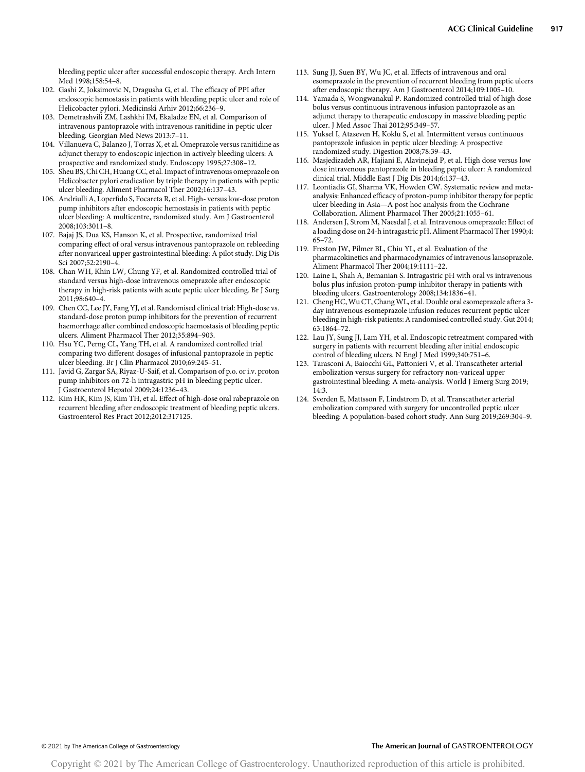bleeding peptic ulcer after successful endoscopic therapy. Arch Intern Med 1998;158:54–8.

102. Gashi Z, Joksimovic N, Dragusha G, et al. The efficacy of PPI after endoscopic hemostasis in patients with bleeding peptic ulcer and role of Helicobacter pylori. Medicinski Arhiv 2012;66:236–9.
103. Demetrashvili ZM, Lashkhi IM, Ekaladze EN, et al. Comparison of intravenous pantoprazole with intravenous ranitidine in peptic ulcer bleeding. Georgian Med News 2013:7–11.
104. Villanueva C, Balanzo J, Torras X, et al. Omeprazole versus ranitidine as adjunct therapy to endoscopic injection in actively bleeding ulcers: A prospective and randomized study. Endoscopy 1995;27:308–12.
105. Sheu BS, Chi CH, Huang CC, et al. Impact of intravenous omeprazole on Helicobacter pylori eradication by triple therapy in patients with peptic ulcer bleeding. Aliment Pharmacol Ther 2002;16:137–43.
106. Andriulli A, Loperfido S, Focareta R, et al. High- versus low-dose proton pump inhibitors after endoscopic hemostasis in patients with peptic ulcer bleeding: A multicentre, randomized study. Am J Gastroenterol 2008;103:3011–8.
107. Bajaj JS, Dua KS, Hanson K, et al. Prospective, randomized trial comparing effect of oral versus intravenous pantoprazole on rebleeding after nonvariceal upper gastrointestinal bleeding: A pilot study. Dig Dis Sci 2007;52:2190–4.
108. Chan WH, Khin LW, Chung YF, et al. Randomized controlled trial of standard versus high-dose intravenous omeprazole after endoscopic therapy in high-risk patients with acute peptic ulcer bleeding. Br J Surg 2011;98:640–4.
109. Chen CC, Lee JY, Fang YJ, et al. Randomised clinical trial: High-dose vs. standard-dose proton pump inhibitors for the prevention of recurrent haemorrhage after combined endoscopic haemostasis of bleeding peptic ulcers. Aliment Pharmacol Ther 2012;35:894–903.
110. Hsu YC, Perng CL, Yang TH, et al. A randomized controlled trial comparing two different dosages of infusional pantoprazole in peptic ulcer bleeding. Br J Clin Pharmacol 2010;69:245–51.
111. Javid G, Zargar SA, Riyaz-U-Saif, et al. Comparison of p.o. or i.v. proton pump inhibitors on 72-h intragastric pH in bleeding peptic ulcer. J Gastroenterol Hepatol 2009;24:1236–43.
112. Kim HK, Kim JS, Kim TH, et al. Effect of high-dose oral rabeprazole on recurrent bleeding after endoscopic treatment of bleeding peptic ulcers. Gastroenterol Res Pract 2012;2012:317125.
113. Sung JJ, Suen BY, Wu JC, et al. Effects of intravenous and oral esomeprazole in the prevention of recurrent bleeding from peptic ulcers after endoscopic therapy. Am J Gastroenterol 2014;109:1005–10.
114. Yamada S, Wongwanakul P. Randomized controlled trial of high dose bolus versus continuous intravenous infusion pantoprazole as an adjunct therapy to therapeutic endoscopy in massive bleeding peptic ulcer. J Med Assoc Thai 2012;95:349–57.
115. Yuksel I, Ataseven H, Koklu S, et al. Intermittent versus continuous pantoprazole infusion in peptic ulcer bleeding: A prospective randomized study. Digestion 2008;78:39–43.
116. Masjedizadeh AR, Hajiani E, Alavinejad P, et al. High dose versus low dose intravenous pantoprazole in bleeding peptic ulcer: A randomized clinical trial. Middle East J Dig Dis 2014;6:137–43.
117. Leontiadis GI, Sharma VK, Howden CW. Systematic review and meta-analysis: Enhanced efficacy of proton-pump inhibitor therapy for peptic ulcer bleeding in Asia—A post hoc analysis from the Cochrane Collaboration. Aliment Pharmacol Ther 2005;21:1055–61.
118. Andersen J, Strom M, Naesdal J, et al. Intravenous omeprazole: Effect of a loading dose on 24-h intragastric pH. Aliment Pharmacol Ther 1990;4:65–72.
119. Freston JW, Pilmer BL, Chiu YL, et al. Evaluation of the pharmacokinetics and pharmacodynamics of intravenous lansoprazole. Aliment Pharmacol Ther 2004;19:1111–22.
120. Laine L, Shah A, Bemanian S. Intragastric pH with oral vs intravenous bolus plus infusion proton-pump inhibitor therapy in patients with bleeding ulcers. Gastroenterology 2008;134:1836–41.
121. Cheng HC, Wu CT, Chang WL, et al. Double oral esomeprazole after a 3-day intravenous esomeprazole infusion reduces recurrent peptic ulcer bleeding in high-risk patients: A randomised controlled study. Gut 2014;63:1864–72.
122. Lau JY, Sung JJ, Lam YH, et al. Endoscopic retreatment compared with surgery in patients with recurrent bleeding after initial endoscopic control of bleeding ulcers. N Engl J Med 1999;340:751–6.
123. Tarasconi A, Baiocchi GL, Pattonieri V, et al. Transcatheter arterial embolization versus surgery for refractory non-variceal upper gastrointestinal bleeding: A meta-analysis. World J Emerg Surg 2019;14:3.
124. Sverden E, Mattsson F, Lindstrom D, et al. Transcatheter arterial embolization compared with surgery for uncontrolled peptic ulcer bleeding: A population-based cohort study. Ann Surg 2019;269:304–9.